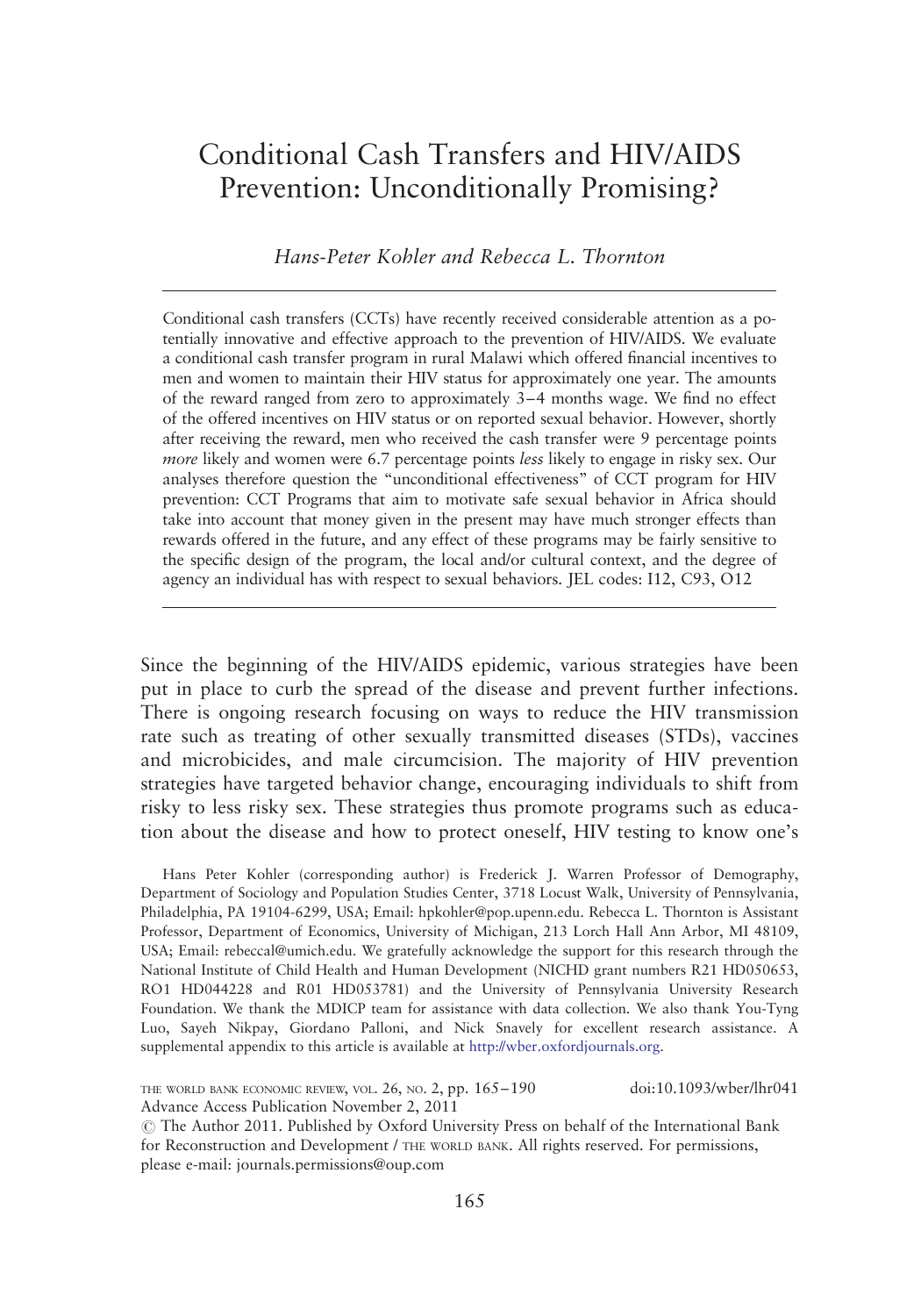# Conditional Cash Transfers and HIV/AIDS Prevention: Unconditionally Promising?

*Hans-Peter Kohler and Rebecca L. Thornton*

Conditional cash transfers (CCTs) have recently received considerable attention as a potentially innovative and effective approach to the prevention of HIV/AIDS. We evaluate a conditional cash transfer program in rural Malawi which offered financial incentives to men and women to maintain their HIV status for approximately one year. The amounts of the reward ranged from zero to approximately 3–4 months wage. We find no effect of the offered incentives on HIV status or on reported sexual behavior. However, shortly after receiving the reward, men who received the cash transfer were 9 percentage points *more* likely and women were 6.7 percentage points *less* likely to engage in risky sex. Our analyses therefore question the "unconditional effectiveness" of CCT program for HIV prevention: CCT Programs that aim to motivate safe sexual behavior in Africa should take into account that money given in the present may have much stronger effects than rewards offered in the future, and any effect of these programs may be fairly sensitive to the specific design of the program, the local and/or cultural context, and the degree of agency an individual has with respect to sexual behaviors. JEL codes: I12, C93, O12

Since the beginning of the HIV/AIDS epidemic, various strategies have been put in place to curb the spread of the disease and prevent further infections. There is ongoing research focusing on ways to reduce the HIV transmission rate such as treating of other sexually transmitted diseases (STDs), vaccines and microbicides, and male circumcision. The majority of HIV prevention strategies have targeted behavior change, encouraging individuals to shift from risky to less risky sex. These strategies thus promote programs such as education about the disease and how to protect oneself, HIV testing to know one's

Hans Peter Kohler (corresponding author) is Frederick J. Warren Professor of Demography, Department of Sociology and Population Studies Center, 3718 Locust Walk, University of Pennsylvania, Philadelphia, PA 19104-6299, USA; Email: hpkohler@pop.upenn.edu. Rebecca L. Thornton is Assistant Professor, Department of Economics, University of Michigan, 213 Lorch Hall Ann Arbor, MI 48109, USA; Email: rebeccal@umich.edu. We gratefully acknowledge the support for this research through the National Institute of Child Health and Human Development (NICHD grant numbers R21 HD050653, RO1 HD044228 and R01 HD053781) and the University of Pennsylvania University Research Foundation. We thank the MDICP team for assistance with data collection. We also thank You-Tyng Luo, Sayeh Nikpay, Giordano Palloni, and Nick Snavely for excellent research assistance. A supplemental appendix to this article is available at http://wber.oxfordjournals.org.

THE WORLD BANK ECONOMIC REVIEW, VOL. 26, NO. 2, pp. 165–190 doi:10.1093/wber/lhr041
Advance Access Publication November 2, 2011
© The Author 2011. Published by Oxford University Press on behalf of the International Bank for Reconstruction and Development / THE WORLD BANK. All rights reserved. For permissions, please e-mail: journals.permissions@oup.com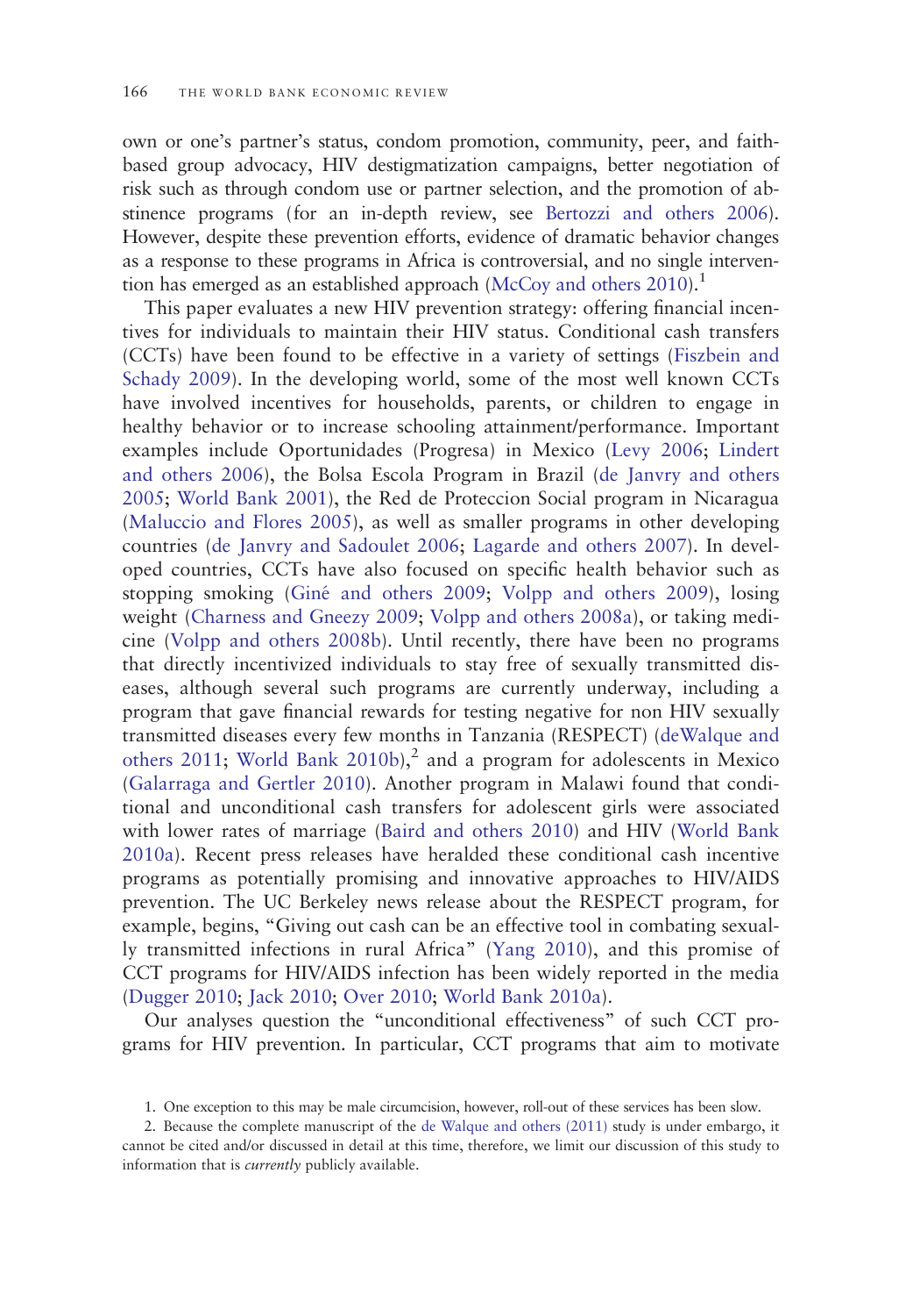own or one's partner's status, condom promotion, community, peer, and faith-based group advocacy, HIV destigmatization campaigns, better negotiation of risk such as through condom use or partner selection, and the promotion of abstinence programs (for an in-depth review, see Bertozzi and others 2006). However, despite these prevention efforts, evidence of dramatic behavior changes as a response to these programs in Africa is controversial, and no single intervention has emerged as an established approach (McCoy and others 2010).[1]

This paper evaluates a new HIV prevention strategy: offering financial incentives for individuals to maintain their HIV status. Conditional cash transfers (CCTs) have been found to be effective in a variety of settings (Fiszbein and Schady 2009). In the developing world, some of the most well known CCTs have involved incentives for households, parents, or children to engage in healthy behavior or to increase schooling attainment/performance. Important examples include Oportunidades (Progresa) in Mexico (Levy 2006; Lindert and others 2006), the Bolsa Escola Program in Brazil (de Janvry and others 2005; World Bank 2001), the Red de Proteccion Social program in Nicaragua (Maluccio and Flores 2005), as well as smaller programs in other developing countries (de Janvry and Sadoulet 2006; Lagarde and others 2007). In developed countries, CCTs have also focused on specific health behavior such as stopping smoking (Giné and others 2009; Volpp and others 2009), losing weight (Charness and Gneezy 2009; Volpp and others 2008a), or taking medicine (Volpp and others 2008b). Until recently, there have been no programs that directly incentivized individuals to stay free of sexually transmitted diseases, although several such programs are currently underway, including a program that gave financial rewards for testing negative for non HIV sexually transmitted diseases every few months in Tanzania (RESPECT) (deWalque and others 2011; World Bank 2010b),[2] and a program for adolescents in Mexico (Galarraga and Gertler 2010). Another program in Malawi found that conditional and unconditional cash transfers for adolescent girls were associated with lower rates of marriage (Baird and others 2010) and HIV (World Bank 2010a). Recent press releases have heralded these conditional cash incentive programs as potentially promising and innovative approaches to HIV/AIDS prevention. The UC Berkeley news release about the RESPECT program, for example, begins, "Giving out cash can be an effective tool in combating sexually transmitted infections in rural Africa" (Yang 2010), and this promise of CCT programs for HIV/AIDS infection has been widely reported in the media (Dugger 2010; Jack 2010; Over 2010; World Bank 2010a).

Our analyses question the "unconditional effectiveness" of such CCT programs for HIV prevention. In particular, CCT programs that aim to motivate

1. One exception to this may be male circumcision, however, roll-out of these services has been slow.

2. Because the complete manuscript of the de Walque and others (2011) study is under embargo, it cannot be cited and/or discussed in detail at this time, therefore, we limit our discussion of this study to information that is *currently* publicly available.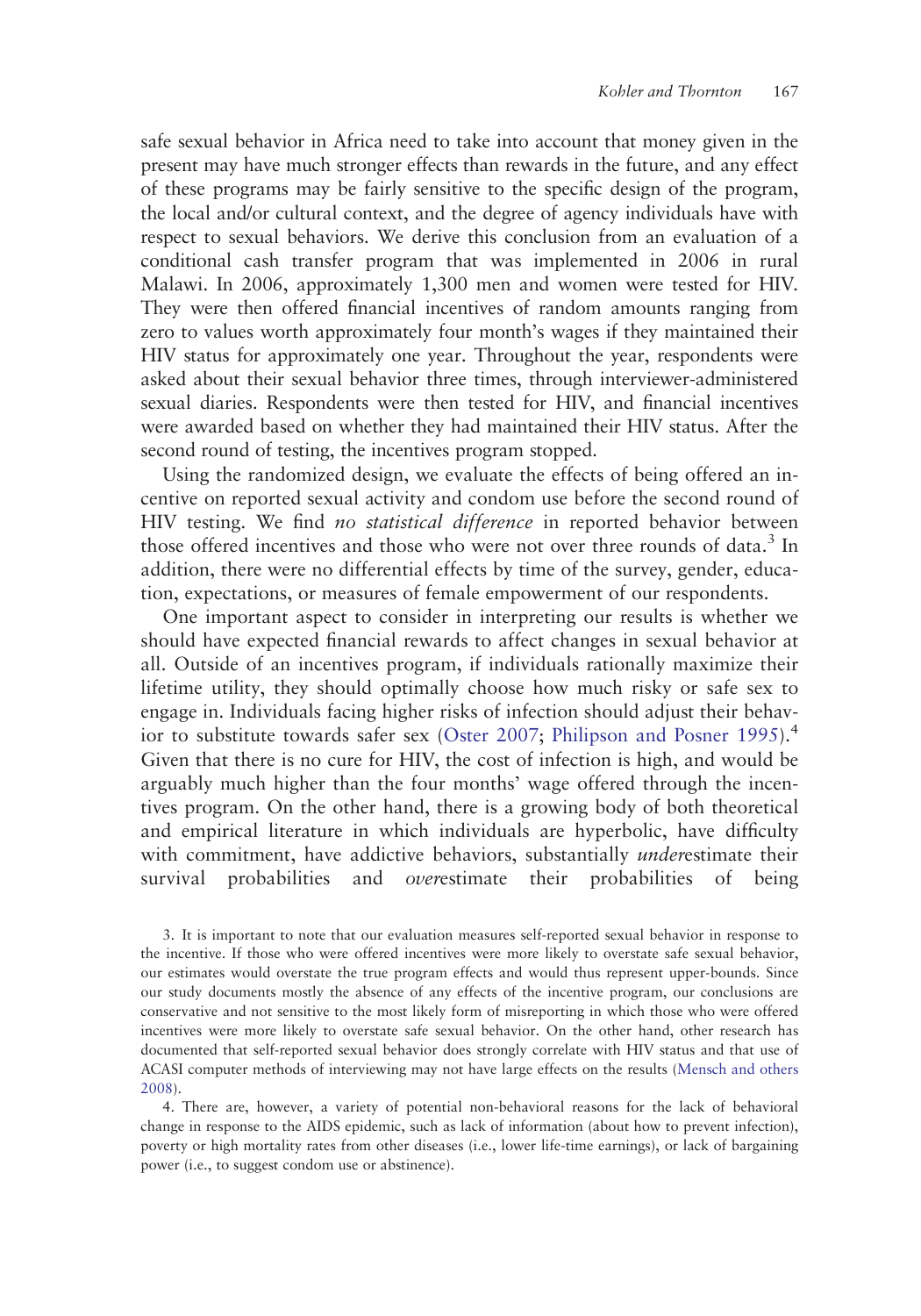safe sexual behavior in Africa need to take into account that money given in the present may have much stronger effects than rewards in the future, and any effect of these programs may be fairly sensitive to the specific design of the program, the local and/or cultural context, and the degree of agency individuals have with respect to sexual behaviors. We derive this conclusion from an evaluation of a conditional cash transfer program that was implemented in 2006 in rural Malawi. In 2006, approximately 1,300 men and women were tested for HIV. They were then offered financial incentives of random amounts ranging from zero to values worth approximately four month's wages if they maintained their HIV status for approximately one year. Throughout the year, respondents were asked about their sexual behavior three times, through interviewer-administered sexual diaries. Respondents were then tested for HIV, and financial incentives were awarded based on whether they had maintained their HIV status. After the second round of testing, the incentives program stopped.

Using the randomized design, we evaluate the effects of being offered an incentive on reported sexual activity and condom use before the second round of HIV testing. We find *no statistical difference* in reported behavior between those offered incentives and those who were not over three rounds of data.[3] In addition, there were no differential effects by time of the survey, gender, education, expectations, or measures of female empowerment of our respondents.

One important aspect to consider in interpreting our results is whether we should have expected financial rewards to affect changes in sexual behavior at all. Outside of an incentives program, if individuals rationally maximize their lifetime utility, they should optimally choose how much risky or safe sex to engage in. Individuals facing higher risks of infection should adjust their behavior to substitute towards safer sex (Oster 2007; Philipson and Posner 1995).[4] Given that there is no cure for HIV, the cost of infection is high, and would be arguably much higher than the four months' wage offered through the incentives program. On the other hand, there is a growing body of both theoretical and empirical literature in which individuals are hyperbolic, have difficulty with commitment, have addictive behaviors, substantially *under*estimate their survival probabilities and *over*estimate their probabilities of being

3. It is important to note that our evaluation measures self-reported sexual behavior in response to the incentive. If those who were offered incentives were more likely to overstate safe sexual behavior, our estimates would overstate the true program effects and would thus represent upper-bounds. Since our study documents mostly the absence of any effects of the incentive program, our conclusions are conservative and not sensitive to the most likely form of misreporting in which those who were offered incentives were more likely to overstate safe sexual behavior. On the other hand, other research has documented that self-reported sexual behavior does strongly correlate with HIV status and that use of ACASI computer methods of interviewing may not have large effects on the results (Mensch and others 2008).

4. There are, however, a variety of potential non-behavioral reasons for the lack of behavioral change in response to the AIDS epidemic, such as lack of information (about how to prevent infection), poverty or high mortality rates from other diseases (i.e., lower life-time earnings), or lack of bargaining power (i.e., to suggest condom use or abstinence).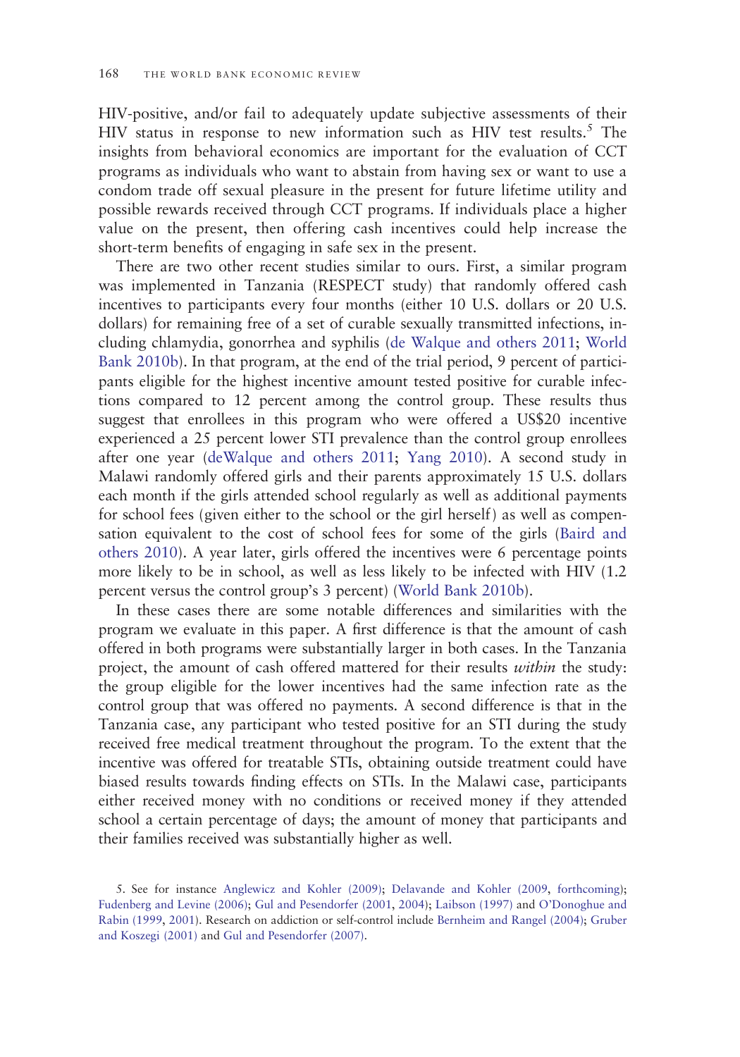HIV-positive, and/or fail to adequately update subjective assessments of their HIV status in response to new information such as HIV test results.[5] The insights from behavioral economics are important for the evaluation of CCT programs as individuals who want to abstain from having sex or want to use a condom trade off sexual pleasure in the present for future lifetime utility and possible rewards received through CCT programs. If individuals place a higher value on the present, then offering cash incentives could help increase the short-term benefits of engaging in safe sex in the present.

There are two other recent studies similar to ours. First, a similar program was implemented in Tanzania (RESPECT study) that randomly offered cash incentives to participants every four months (either 10 U.S. dollars or 20 U.S. dollars) for remaining free of a set of curable sexually transmitted infections, including chlamydia, gonorrhea and syphilis (de Walque and others 2011; World Bank 2010b). In that program, at the end of the trial period, 9 percent of participants eligible for the highest incentive amount tested positive for curable infections compared to 12 percent among the control group. These results thus suggest that enrollees in this program who were offered a US$20 incentive experienced a 25 percent lower STI prevalence than the control group enrollees after one year (deWalque and others 2011; Yang 2010). A second study in Malawi randomly offered girls and their parents approximately 15 U.S. dollars each month if the girls attended school regularly as well as additional payments for school fees (given either to the school or the girl herself) as well as compensation equivalent to the cost of school fees for some of the girls (Baird and others 2010). A year later, girls offered the incentives were 6 percentage points more likely to be in school, as well as less likely to be infected with HIV (1.2 percent versus the control group's 3 percent) (World Bank 2010b).

In these cases there are some notable differences and similarities with the program we evaluate in this paper. A first difference is that the amount of cash offered in both programs were substantially larger in both cases. In the Tanzania project, the amount of cash offered mattered for their results *within* the study: the group eligible for the lower incentives had the same infection rate as the control group that was offered no payments. A second difference is that in the Tanzania case, any participant who tested positive for an STI during the study received free medical treatment throughout the program. To the extent that the incentive was offered for treatable STIs, obtaining outside treatment could have biased results towards finding effects on STIs. In the Malawi case, participants either received money with no conditions or received money if they attended school a certain percentage of days; the amount of money that participants and their families received was substantially higher as well.

5. See for instance Anglewicz and Kohler (2009); Delavande and Kohler (2009, forthcoming); Fudenberg and Levine (2006); Gul and Pesendorfer (2001, 2004); Laibson (1997) and O'Donoghue and Rabin (1999, 2001). Research on addiction or self-control include Bernheim and Rangel (2004); Gruber and Koszegi (2001) and Gul and Pesendorfer (2007).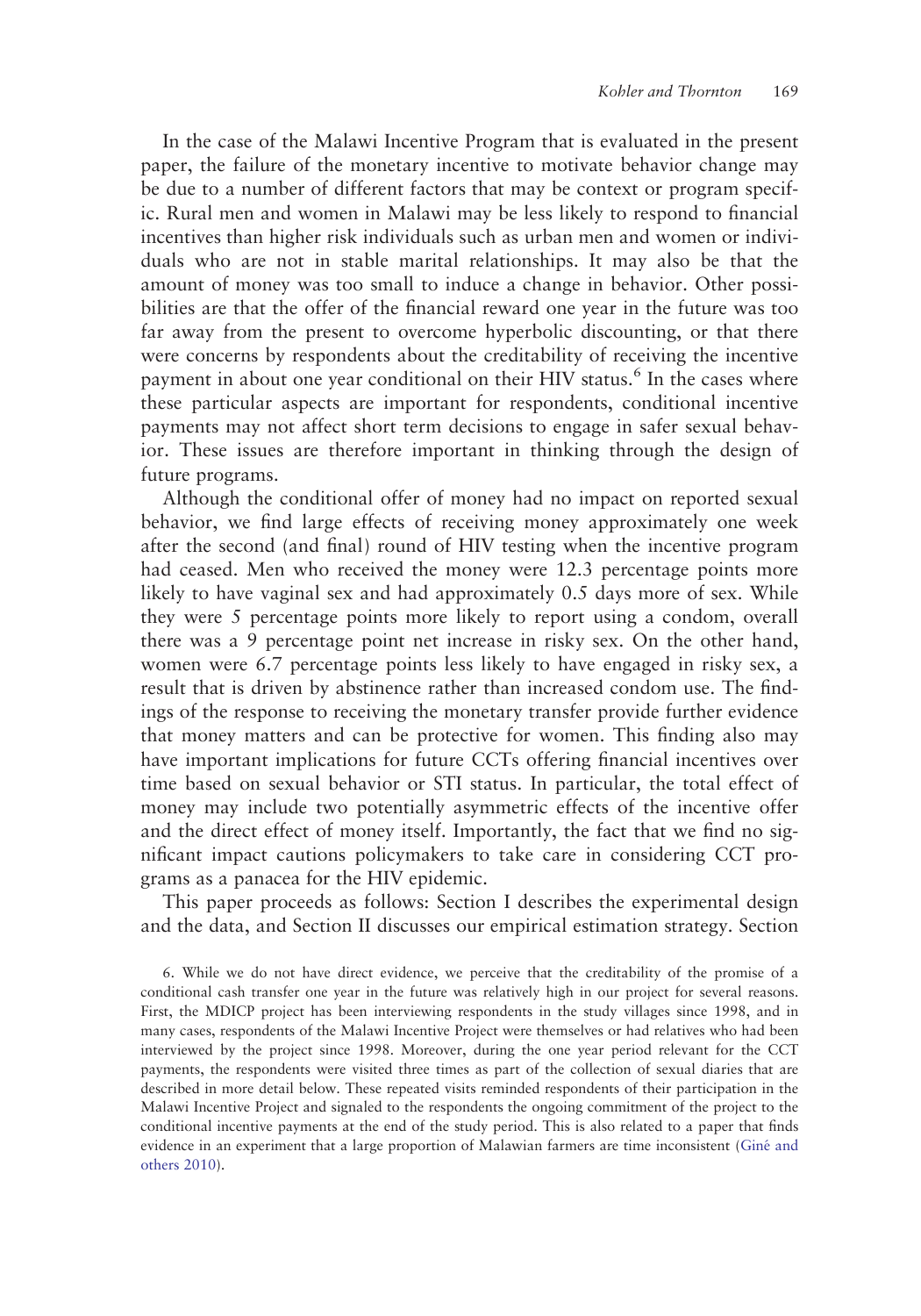In the case of the Malawi Incentive Program that is evaluated in the present paper, the failure of the monetary incentive to motivate behavior change may be due to a number of different factors that may be context or program specific. Rural men and women in Malawi may be less likely to respond to financial incentives than higher risk individuals such as urban men and women or individuals who are not in stable marital relationships. It may also be that the amount of money was too small to induce a change in behavior. Other possibilities are that the offer of the financial reward one year in the future was too far away from the present to overcome hyperbolic discounting, or that there were concerns by respondents about the creditability of receiving the incentive payment in about one year conditional on their HIV status.[6] In the cases where these particular aspects are important for respondents, conditional incentive payments may not affect short term decisions to engage in safer sexual behavior. These issues are therefore important in thinking through the design of future programs.

Although the conditional offer of money had no impact on reported sexual behavior, we find large effects of receiving money approximately one week after the second (and final) round of HIV testing when the incentive program had ceased. Men who received the money were 12.3 percentage points more likely to have vaginal sex and had approximately 0.5 days more of sex. While they were 5 percentage points more likely to report using a condom, overall there was a 9 percentage point net increase in risky sex. On the other hand, women were 6.7 percentage points less likely to have engaged in risky sex, a result that is driven by abstinence rather than increased condom use. The findings of the response to receiving the monetary transfer provide further evidence that money matters and can be protective for women. This finding also may have important implications for future CCTs offering financial incentives over time based on sexual behavior or STI status. In particular, the total effect of money may include two potentially asymmetric effects of the incentive offer and the direct effect of money itself. Importantly, the fact that we find no significant impact cautions policymakers to take care in considering CCT programs as a panacea for the HIV epidemic.

This paper proceeds as follows: Section I describes the experimental design and the data, and Section II discusses our empirical estimation strategy. Section

6. While we do not have direct evidence, we perceive that the creditability of the promise of a conditional cash transfer one year in the future was relatively high in our project for several reasons. First, the MDICP project has been interviewing respondents in the study villages since 1998, and in many cases, respondents of the Malawi Incentive Project were themselves or had relatives who had been interviewed by the project since 1998. Moreover, during the one year period relevant for the CCT payments, the respondents were visited three times as part of the collection of sexual diaries that are described in more detail below. These repeated visits reminded respondents of their participation in the Malawi Incentive Project and signaled to the respondents the ongoing commitment of the project to the conditional incentive payments at the end of the study period. This is also related to a paper that finds evidence in an experiment that a large proportion of Malawian farmers are time inconsistent (Giné and others 2010).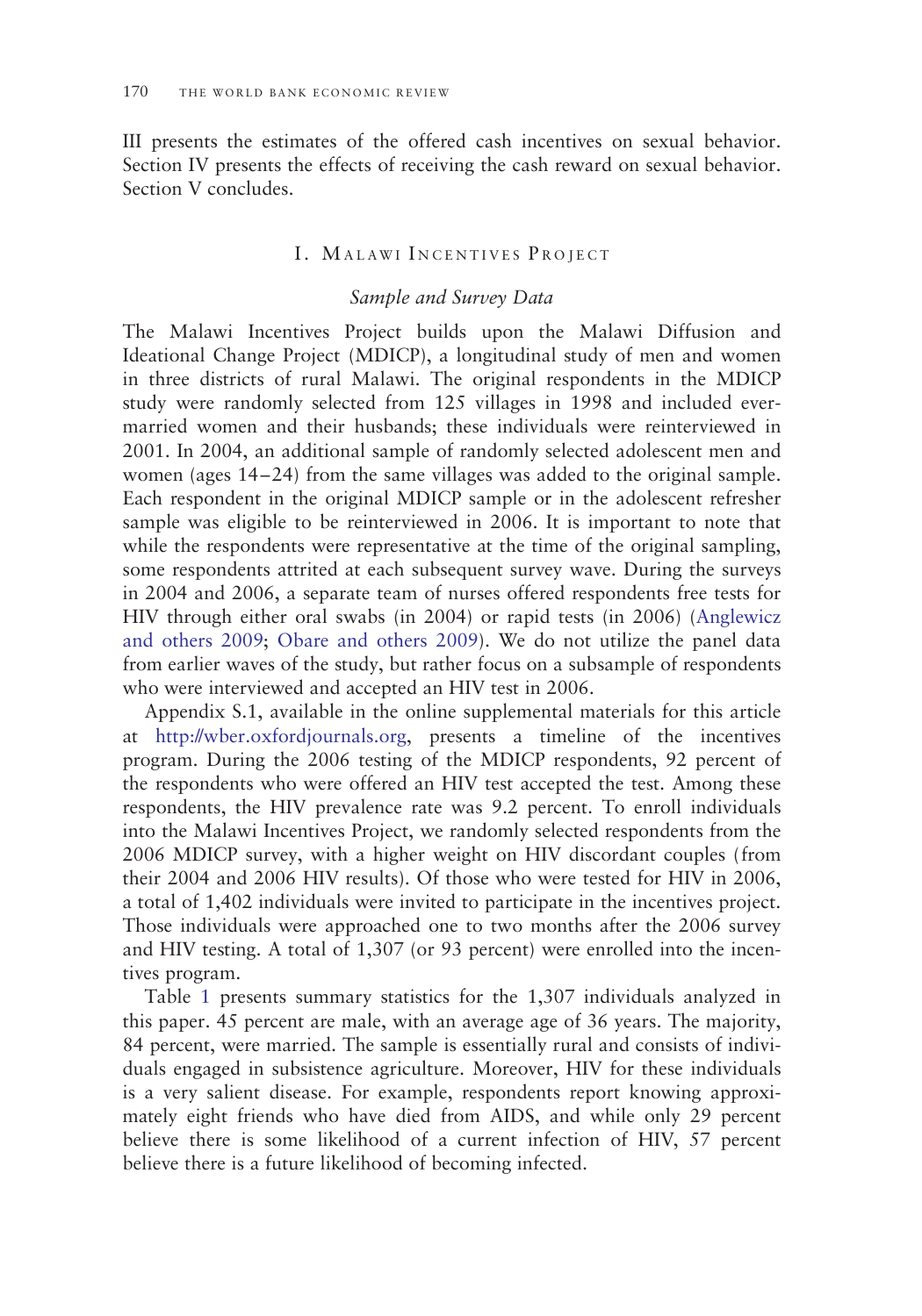III presents the estimates of the offered cash incentives on sexual behavior. Section IV presents the effects of receiving the cash reward on sexual behavior. Section V concludes.

## I. Malawi Incentives Project

### *Sample and Survey Data*

The Malawi Incentives Project builds upon the Malawi Diffusion and Ideational Change Project (MDICP), a longitudinal study of men and women in three districts of rural Malawi. The original respondents in the MDICP study were randomly selected from 125 villages in 1998 and included ever-married women and their husbands; these individuals were reinterviewed in 2001. In 2004, an additional sample of randomly selected adolescent men and women (ages 14–24) from the same villages was added to the original sample. Each respondent in the original MDICP sample or in the adolescent refresher sample was eligible to be reinterviewed in 2006. It is important to note that while the respondents were representative at the time of the original sampling, some respondents attrited at each subsequent survey wave. During the surveys in 2004 and 2006, a separate team of nurses offered respondents free tests for HIV through either oral swabs (in 2004) or rapid tests (in 2006) (Anglewicz and others 2009; Obare and others 2009). We do not utilize the panel data from earlier waves of the study, but rather focus on a subsample of respondents who were interviewed and accepted an HIV test in 2006.

Appendix S.1, available in the online supplemental materials for this article at http://wber.oxfordjournals.org, presents a timeline of the incentives program. During the 2006 testing of the MDICP respondents, 92 percent of the respondents who were offered an HIV test accepted the test. Among these respondents, the HIV prevalence rate was 9.2 percent. To enroll individuals into the Malawi Incentives Project, we randomly selected respondents from the 2006 MDICP survey, with a higher weight on HIV discordant couples (from their 2004 and 2006 HIV results). Of those who were tested for HIV in 2006, a total of 1,402 individuals were invited to participate in the incentives project. Those individuals were approached one to two months after the 2006 survey and HIV testing. A total of 1,307 (or 93 percent) were enrolled into the incentives program.

Table 1 presents summary statistics for the 1,307 individuals analyzed in this paper. 45 percent are male, with an average age of 36 years. The majority, 84 percent, were married. The sample is essentially rural and consists of individuals engaged in subsistence agriculture. Moreover, HIV for these individuals is a very salient disease. For example, respondents report knowing approximately eight friends who have died from AIDS, and while only 29 percent believe there is some likelihood of a current infection of HIV, 57 percent believe there is a future likelihood of becoming infected.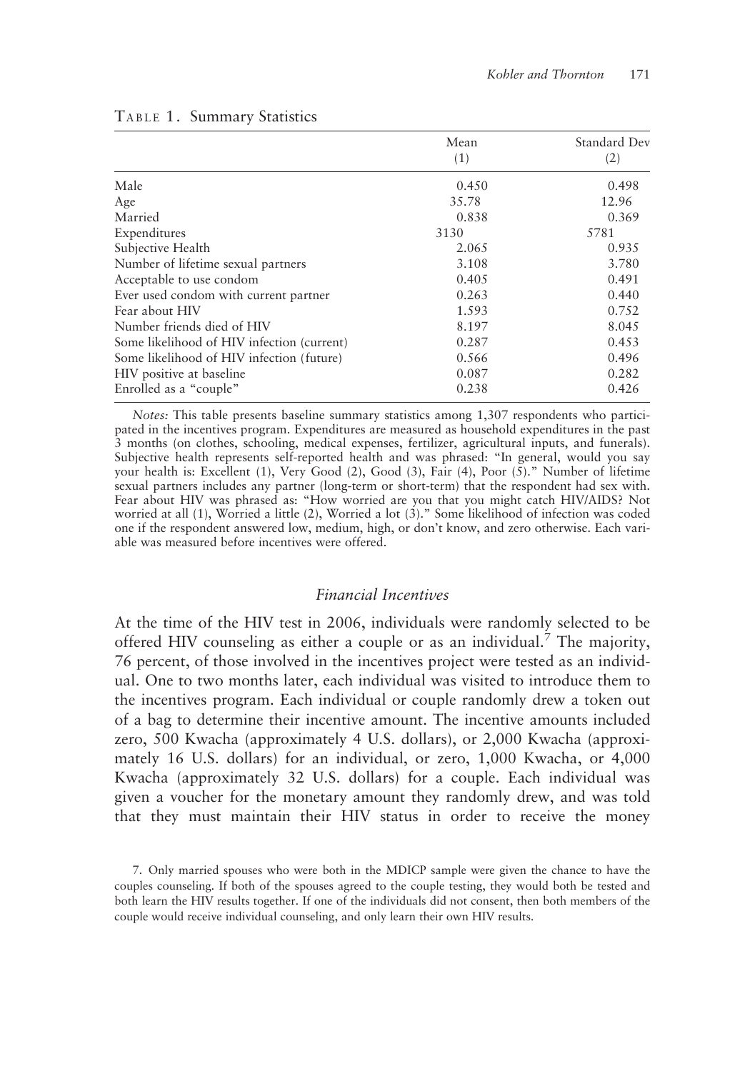Table 1. Summary Statistics

| | Mean (1) | Standard Dev (2) |
|---|---|---|
| Male | 0.450 | 0.498 |
| Age | 35.78 | 12.96 |
| Married | 0.838 | 0.369 |
| Expenditures | 3130 | 5781 |
| Subjective Health | 2.065 | 0.935 |
| Number of lifetime sexual partners | 3.108 | 3.780 |
| Acceptable to use condom | 0.405 | 0.491 |
| Ever used condom with current partner | 0.263 | 0.440 |
| Fear about HIV | 1.593 | 0.752 |
| Number friends died of HIV | 8.197 | 8.045 |
| Some likelihood of HIV infection (current) | 0.287 | 0.453 |
| Some likelihood of HIV infection (future) | 0.566 | 0.496 |
| HIV positive at baseline | 0.087 | 0.282 |
| Enrolled as a "couple" | 0.238 | 0.426 |

*Notes:* This table presents baseline summary statistics among 1,307 respondents who participated in the incentives program. Expenditures are measured as household expenditures in the past 3 months (on clothes, schooling, medical expenses, fertilizer, agricultural inputs, and funerals). Subjective health represents self-reported health and was phrased: "In general, would you say your health is: Excellent (1), Very Good (2), Good (3), Fair (4), Poor (5)." Number of lifetime sexual partners includes any partner (long-term or short-term) that the respondent had sex with. Fear about HIV was phrased as: "How worried are you that you might catch HIV/AIDS? Not worried at all (1), Worried a little (2), Worried a lot (3)." Some likelihood of infection was coded one if the respondent answered low, medium, high, or don't know, and zero otherwise. Each variable was measured before incentives were offered.

### *Financial Incentives*

At the time of the HIV test in 2006, individuals were randomly selected to be offered HIV counseling as either a couple or as an individual.[7] The majority, 76 percent, of those involved in the incentives project were tested as an individual. One to two months later, each individual was visited to introduce them to the incentives program. Each individual or couple randomly drew a token out of a bag to determine their incentive amount. The incentive amounts included zero, 500 Kwacha (approximately 4 U.S. dollars), or 2,000 Kwacha (approximately 16 U.S. dollars) for an individual, or zero, 1,000 Kwacha, or 4,000 Kwacha (approximately 32 U.S. dollars) for a couple. Each individual was given a voucher for the monetary amount they randomly drew, and was told that they must maintain their HIV status in order to receive the money

7. Only married spouses who were both in the MDICP sample were given the chance to have the couples counseling. If both of the spouses agreed to the couple testing, they would both be tested and both learn the HIV results together. If one of the individuals did not consent, then both members of the couple would receive individual counseling, and only learn their own HIV results.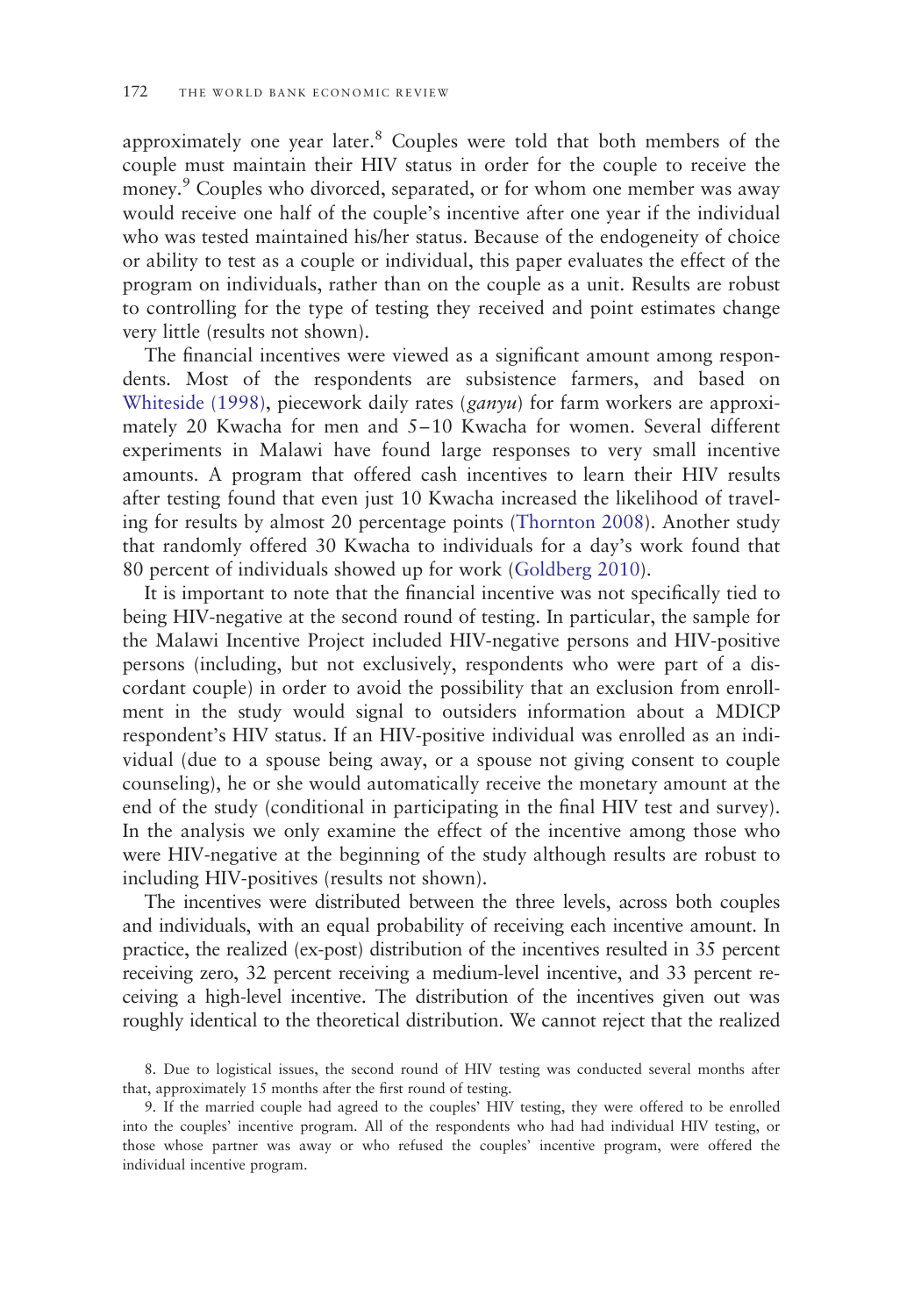approximately one year later.[8] Couples were told that both members of the couple must maintain their HIV status in order for the couple to receive the money.[9] Couples who divorced, separated, or for whom one member was away would receive one half of the couple's incentive after one year if the individual who was tested maintained his/her status. Because of the endogeneity of choice or ability to test as a couple or individual, this paper evaluates the effect of the program on individuals, rather than on the couple as a unit. Results are robust to controlling for the type of testing they received and point estimates change very little (results not shown).

The financial incentives were viewed as a significant amount among respondents. Most of the respondents are subsistence farmers, and based on Whiteside (1998), piecework daily rates (*ganyu*) for farm workers are approximately 20 Kwacha for men and 5–10 Kwacha for women. Several different experiments in Malawi have found large responses to very small incentive amounts. A program that offered cash incentives to learn their HIV results after testing found that even just 10 Kwacha increased the likelihood of traveling for results by almost 20 percentage points (Thornton 2008). Another study that randomly offered 30 Kwacha to individuals for a day's work found that 80 percent of individuals showed up for work (Goldberg 2010).

It is important to note that the financial incentive was not specifically tied to being HIV-negative at the second round of testing. In particular, the sample for the Malawi Incentive Project included HIV-negative persons and HIV-positive persons (including, but not exclusively, respondents who were part of a discordant couple) in order to avoid the possibility that an exclusion from enrollment in the study would signal to outsiders information about a MDICP respondent's HIV status. If an HIV-positive individual was enrolled as an individual (due to a spouse being away, or a spouse not giving consent to couple counseling), he or she would automatically receive the monetary amount at the end of the study (conditional in participating in the final HIV test and survey). In the analysis we only examine the effect of the incentive among those who were HIV-negative at the beginning of the study although results are robust to including HIV-positives (results not shown).

The incentives were distributed between the three levels, across both couples and individuals, with an equal probability of receiving each incentive amount. In practice, the realized (ex-post) distribution of the incentives resulted in 35 percent receiving zero, 32 percent receiving a medium-level incentive, and 33 percent receiving a high-level incentive. The distribution of the incentives given out was roughly identical to the theoretical distribution. We cannot reject that the realized

8. Due to logistical issues, the second round of HIV testing was conducted several months after that, approximately 15 months after the first round of testing.

9. If the married couple had agreed to the couples' HIV testing, they were offered to be enrolled into the couples' incentive program. All of the respondents who had had individual HIV testing, or those whose partner was away or who refused the couples' incentive program, were offered the individual incentive program.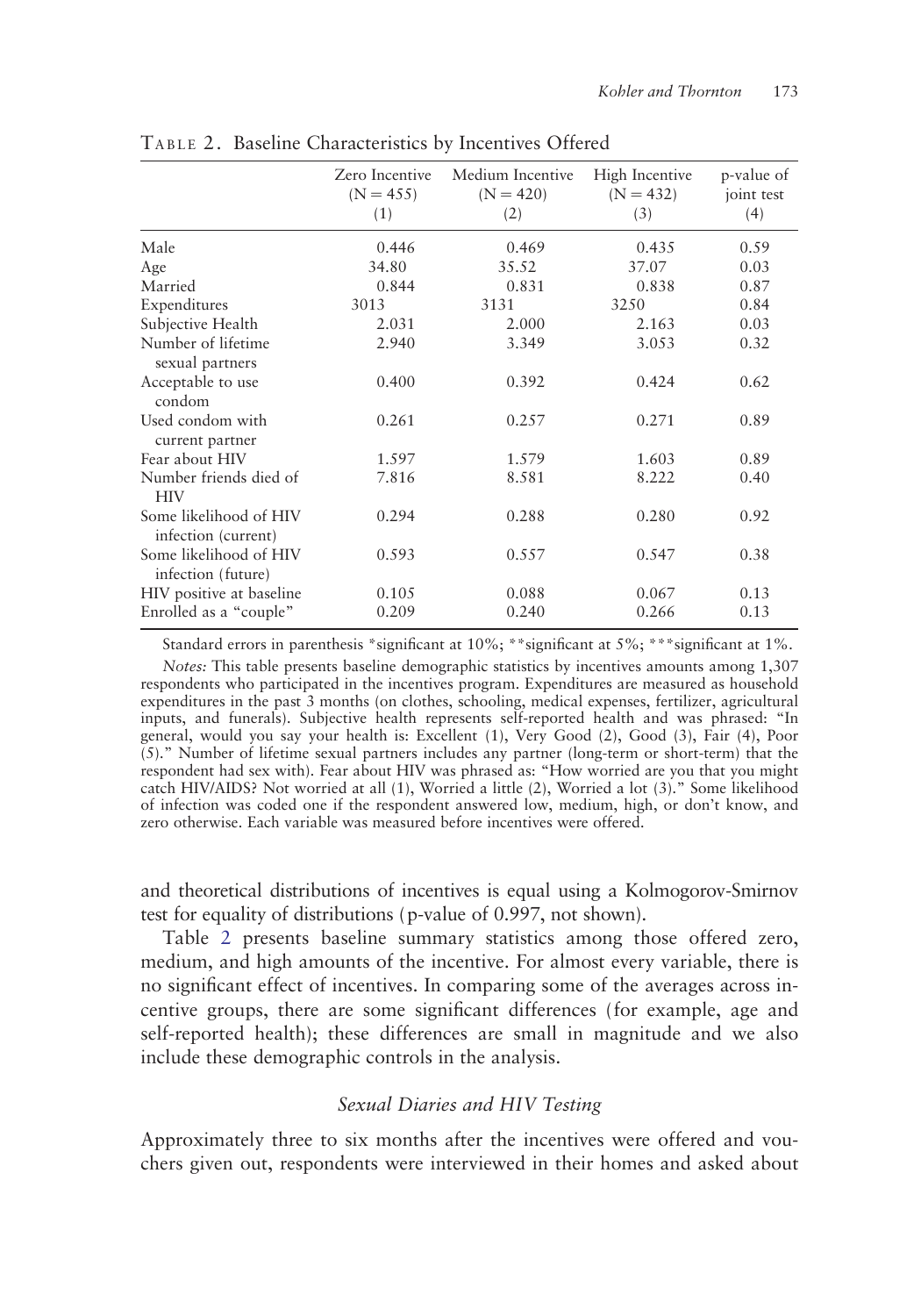TABLE 2. Baseline Characteristics by Incentives Offered

| | Zero Incentive (N = 455) (1) | Medium Incentive (N = 420) (2) | High Incentive (N = 432) (3) | p-value of joint test (4) |
|---|---|---|---|---|
| Male | 0.446 | 0.469 | 0.435 | 0.59 |
| Age | 34.80 | 35.52 | 37.07 | 0.03 |
| Married | 0.844 | 0.831 | 0.838 | 0.87 |
| Expenditures | 3013 | 3131 | 3250 | 0.84 |
| Subjective Health | 2.031 | 2.000 | 2.163 | 0.03 |
| Number of lifetime sexual partners | 2.940 | 3.349 | 3.053 | 0.32 |
| Acceptable to use condom | 0.400 | 0.392 | 0.424 | 0.62 |
| Used condom with current partner | 0.261 | 0.257 | 0.271 | 0.89 |
| Fear about HIV | 1.597 | 1.579 | 1.603 | 0.89 |
| Number friends died of HIV | 7.816 | 8.581 | 8.222 | 0.40 |
| Some likelihood of HIV infection (current) | 0.294 | 0.288 | 0.280 | 0.92 |
| Some likelihood of HIV infection (future) | 0.593 | 0.557 | 0.547 | 0.38 |
| HIV positive at baseline | 0.105 | 0.088 | 0.067 | 0.13 |
| Enrolled as a "couple" | 0.209 | 0.240 | 0.266 | 0.13 |

Standard errors in parenthesis *significant at 10%; **significant at 5%; ***significant at 1%.

*Notes:* This table presents baseline demographic statistics by incentives amounts among 1,307 respondents who participated in the incentives program. Expenditures are measured as household expenditures in the past 3 months (on clothes, schooling, medical expenses, fertilizer, agricultural inputs, and funerals). Subjective health represents self-reported health and was phrased: "In general, would you say your health is: Excellent (1), Very Good (2), Good (3), Fair (4), Poor (5)." Number of lifetime sexual partners includes any partner (long-term or short-term) that the respondent had sex with). Fear about HIV was phrased as: "How worried are you that you might catch HIV/AIDS? Not worried at all (1), Worried a little (2), Worried a lot (3)." Some likelihood of infection was coded one if the respondent answered low, medium, high, or don't know, and zero otherwise. Each variable was measured before incentives were offered.

and theoretical distributions of incentives is equal using a Kolmogorov-Smirnov test for equality of distributions (p-value of 0.997, not shown).

Table 2 presents baseline summary statistics among those offered zero, medium, and high amounts of the incentive. For almost every variable, there is no significant effect of incentives. In comparing some of the averages across incentive groups, there are some significant differences (for example, age and self-reported health); these differences are small in magnitude and we also include these demographic controls in the analysis.

### *Sexual Diaries and HIV Testing*

Approximately three to six months after the incentives were offered and vouchers given out, respondents were interviewed in their homes and asked about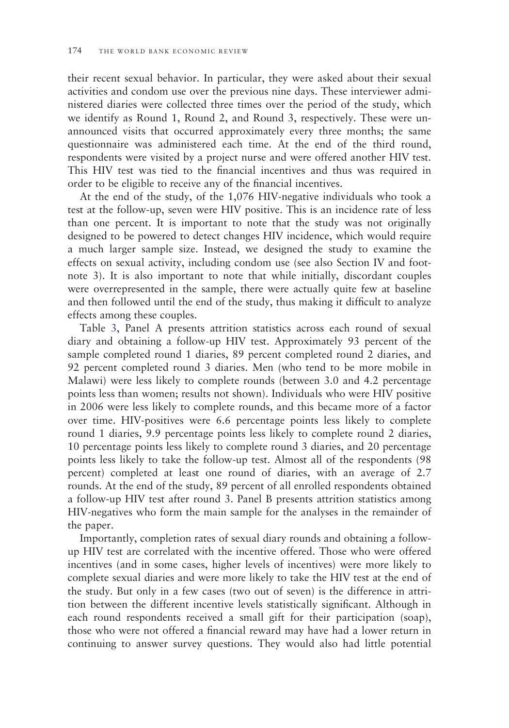their recent sexual behavior. In particular, they were asked about their sexual activities and condom use over the previous nine days. These interviewer administered diaries were collected three times over the period of the study, which we identify as Round 1, Round 2, and Round 3, respectively. These were unannounced visits that occurred approximately every three months; the same questionnaire was administered each time. At the end of the third round, respondents were visited by a project nurse and were offered another HIV test. This HIV test was tied to the financial incentives and thus was required in order to be eligible to receive any of the financial incentives.

At the end of the study, of the 1,076 HIV-negative individuals who took a test at the follow-up, seven were HIV positive. This is an incidence rate of less than one percent. It is important to note that the study was not originally designed to be powered to detect changes HIV incidence, which would require a much larger sample size. Instead, we designed the study to examine the effects on sexual activity, including condom use (see also Section IV and footnote 3). It is also important to note that while initially, discordant couples were overrepresented in the sample, there were actually quite few at baseline and then followed until the end of the study, thus making it difficult to analyze effects among these couples.

Table 3, Panel A presents attrition statistics across each round of sexual diary and obtaining a follow-up HIV test. Approximately 93 percent of the sample completed round 1 diaries, 89 percent completed round 2 diaries, and 92 percent completed round 3 diaries. Men (who tend to be more mobile in Malawi) were less likely to complete rounds (between 3.0 and 4.2 percentage points less than women; results not shown). Individuals who were HIV positive in 2006 were less likely to complete rounds, and this became more of a factor over time. HIV-positives were 6.6 percentage points less likely to complete round 1 diaries, 9.9 percentage points less likely to complete round 2 diaries, 10 percentage points less likely to complete round 3 diaries, and 20 percentage points less likely to take the follow-up test. Almost all of the respondents (98 percent) completed at least one round of diaries, with an average of 2.7 rounds. At the end of the study, 89 percent of all enrolled respondents obtained a follow-up HIV test after round 3. Panel B presents attrition statistics among HIV-negatives who form the main sample for the analyses in the remainder of the paper.

Importantly, completion rates of sexual diary rounds and obtaining a follow-up HIV test are correlated with the incentive offered. Those who were offered incentives (and in some cases, higher levels of incentives) were more likely to complete sexual diaries and were more likely to take the HIV test at the end of the study. But only in a few cases (two out of seven) is the difference in attrition between the different incentive levels statistically significant. Although in each round respondents received a small gift for their participation (soap), those who were not offered a financial reward may have had a lower return in continuing to answer survey questions. They would also had little potential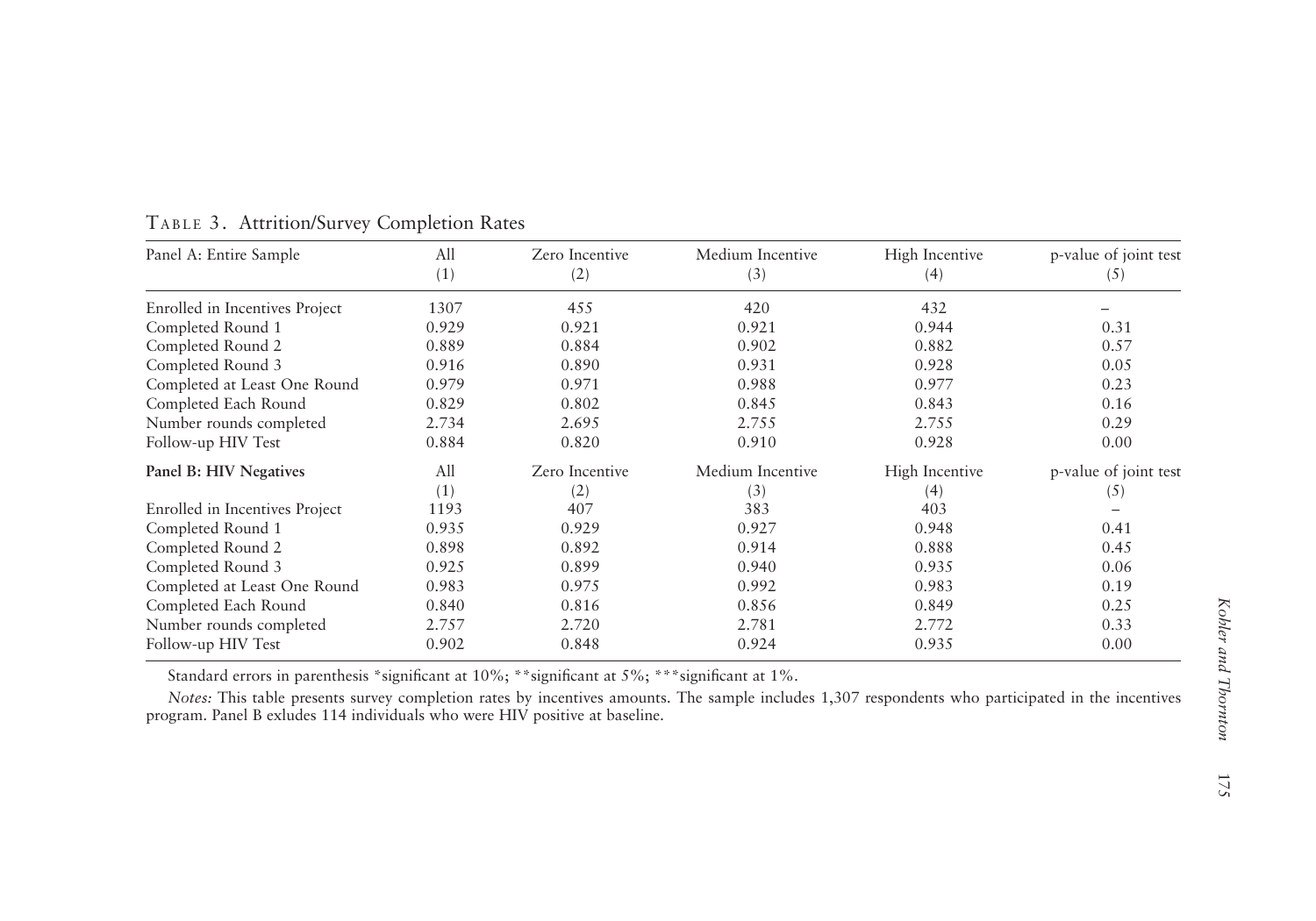TABLE 3. Attrition/Survey Completion Rates

| Panel A: Entire Sample | All (1) | Zero Incentive (2) | Medium Incentive (3) | High Incentive (4) | p-value of joint test (5) |
|---|---|---|---|---|---|
| Enrolled in Incentives Project | 1307 | 455 | 420 | 432 | – |
| Completed Round 1 | 0.929 | 0.921 | 0.921 | 0.944 | 0.31 |
| Completed Round 2 | 0.889 | 0.884 | 0.902 | 0.882 | 0.57 |
| Completed Round 3 | 0.916 | 0.890 | 0.931 | 0.928 | 0.05 |
| Completed at Least One Round | 0.979 | 0.971 | 0.988 | 0.977 | 0.23 |
| Completed Each Round | 0.829 | 0.802 | 0.845 | 0.843 | 0.16 |
| Number rounds completed | 2.734 | 2.695 | 2.755 | 2.755 | 0.29 |
| Follow-up HIV Test | 0.884 | 0.820 | 0.910 | 0.928 | 0.00 |
| **Panel B: HIV Negatives** | All (1) | Zero Incentive (2) | Medium Incentive (3) | High Incentive (4) | p-value of joint test (5) |
| Enrolled in Incentives Project | 1193 | 407 | 383 | 403 | – |
| Completed Round 1 | 0.935 | 0.929 | 0.927 | 0.948 | 0.41 |
| Completed Round 2 | 0.898 | 0.892 | 0.914 | 0.888 | 0.45 |
| Completed Round 3 | 0.925 | 0.899 | 0.940 | 0.935 | 0.06 |
| Completed at Least One Round | 0.983 | 0.975 | 0.992 | 0.983 | 0.19 |
| Completed Each Round | 0.840 | 0.816 | 0.856 | 0.849 | 0.25 |
| Number rounds completed | 2.757 | 2.720 | 2.781 | 2.772 | 0.33 |
| Follow-up HIV Test | 0.902 | 0.848 | 0.924 | 0.935 | 0.00 |

Standard errors in parenthesis *significant at 10%; **significant at 5%; ***significant at 1%.

*Notes:* This table presents survey completion rates by incentives amounts. The sample includes 1,307 respondents who participated in the incentives program. Panel B exludes 114 individuals who were HIV positive at baseline.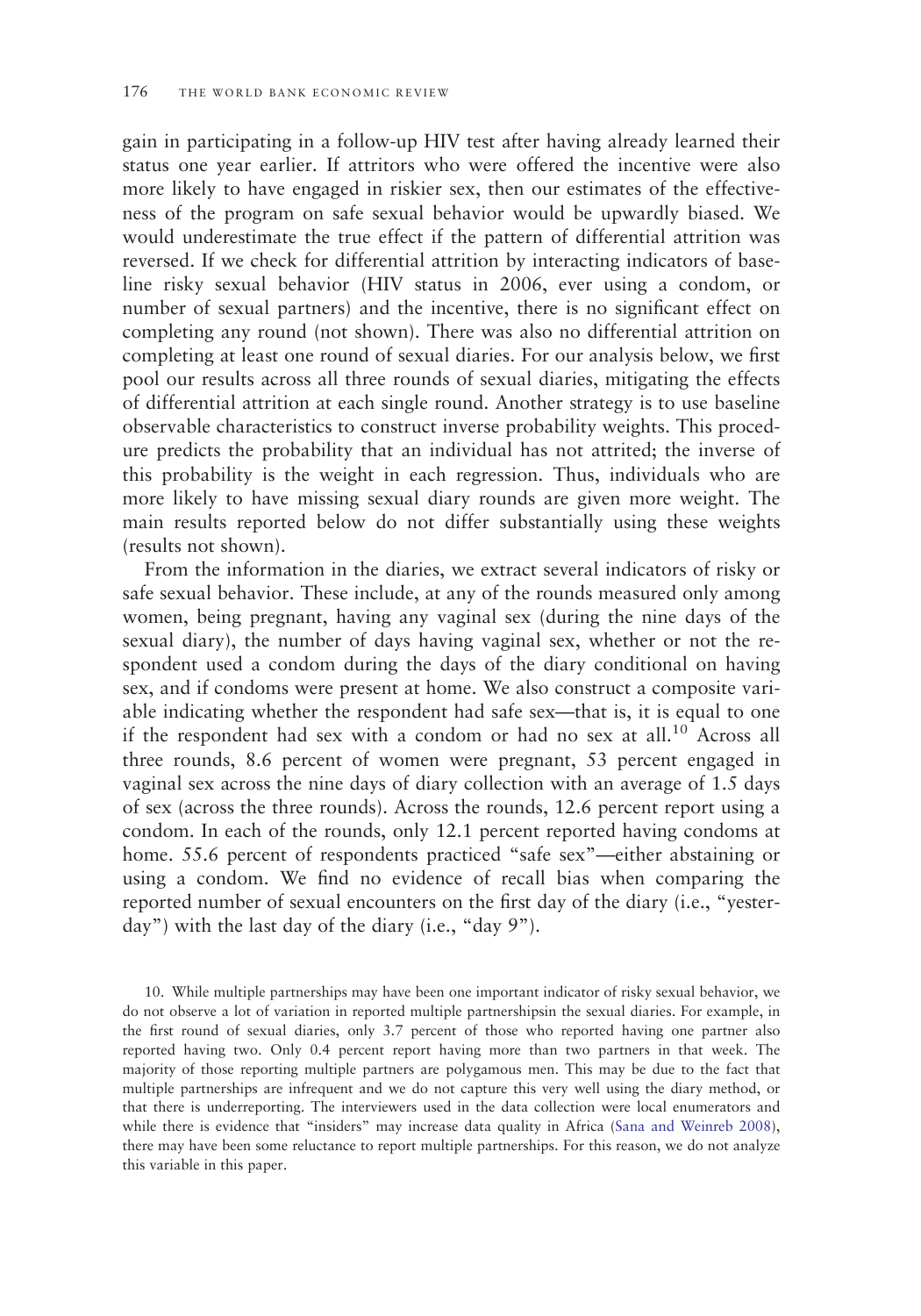gain in participating in a follow-up HIV test after having already learned their status one year earlier. If attritors who were offered the incentive were also more likely to have engaged in riskier sex, then our estimates of the effectiveness of the program on safe sexual behavior would be upwardly biased. We would underestimate the true effect if the pattern of differential attrition was reversed. If we check for differential attrition by interacting indicators of baseline risky sexual behavior (HIV status in 2006, ever using a condom, or number of sexual partners) and the incentive, there is no significant effect on completing any round (not shown). There was also no differential attrition on completing at least one round of sexual diaries. For our analysis below, we first pool our results across all three rounds of sexual diaries, mitigating the effects of differential attrition at each single round. Another strategy is to use baseline observable characteristics to construct inverse probability weights. This procedure predicts the probability that an individual has not attrited; the inverse of this probability is the weight in each regression. Thus, individuals who are more likely to have missing sexual diary rounds are given more weight. The main results reported below do not differ substantially using these weights (results not shown).

From the information in the diaries, we extract several indicators of risky or safe sexual behavior. These include, at any of the rounds measured only among women, being pregnant, having any vaginal sex (during the nine days of the sexual diary), the number of days having vaginal sex, whether or not the respondent used a condom during the days of the diary conditional on having sex, and if condoms were present at home. We also construct a composite variable indicating whether the respondent had safe sex—that is, it is equal to one if the respondent had sex with a condom or had no sex at all.[10] Across all three rounds, 8.6 percent of women were pregnant, 53 percent engaged in vaginal sex across the nine days of diary collection with an average of 1.5 days of sex (across the three rounds). Across the rounds, 12.6 percent report using a condom. In each of the rounds, only 12.1 percent reported having condoms at home. 55.6 percent of respondents practiced "safe sex"—either abstaining or using a condom. We find no evidence of recall bias when comparing the reported number of sexual encounters on the first day of the diary (i.e., "yesterday") with the last day of the diary (i.e., "day 9").

10. While multiple partnerships may have been one important indicator of risky sexual behavior, we do not observe a lot of variation in reported multiple partnershipsin the sexual diaries. For example, in the first round of sexual diaries, only 3.7 percent of those who reported having one partner also reported having two. Only 0.4 percent report having more than two partners in that week. The majority of those reporting multiple partners are polygamous men. This may be due to the fact that multiple partnerships are infrequent and we do not capture this very well using the diary method, or that there is underreporting. The interviewers used in the data collection were local enumerators and while there is evidence that "insiders" may increase data quality in Africa (Sana and Weinreb 2008), there may have been some reluctance to report multiple partnerships. For this reason, we do not analyze this variable in this paper.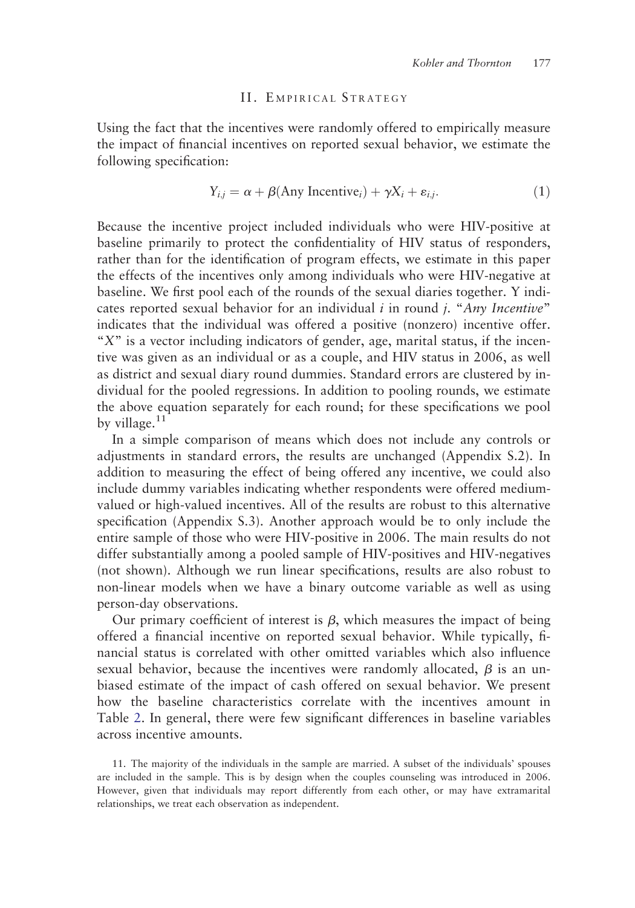## II. Empirical Strategy

Using the fact that the incentives were randomly offered to empirically measure the impact of financial incentives on reported sexual behavior, we estimate the following specification:

$$Y_{i,j} = \alpha + \beta(\text{Any Incentive}_i) + \gamma X_i + \varepsilon_{i,j}. \quad (1)$$

Because the incentive project included individuals who were HIV-positive at baseline primarily to protect the confidentiality of HIV status of responders, rather than for the identification of program effects, we estimate in this paper the effects of the incentives only among individuals who were HIV-negative at baseline. We first pool each of the rounds of the sexual diaries together. Y indicates reported sexual behavior for an individual $i$ in round $j$. "*Any Incentive*" indicates that the individual was offered a positive (nonzero) incentive offer. "$X$" is a vector including indicators of gender, age, marital status, if the incentive was given as an individual or as a couple, and HIV status in 2006, as well as district and sexual diary round dummies. Standard errors are clustered by individual for the pooled regressions. In addition to pooling rounds, we estimate the above equation separately for each round; for these specifications we pool by village.[11]

In a simple comparison of means which does not include any controls or adjustments in standard errors, the results are unchanged (Appendix S.2). In addition to measuring the effect of being offered any incentive, we could also include dummy variables indicating whether respondents were offered medium-valued or high-valued incentives. All of the results are robust to this alternative specification (Appendix S.3). Another approach would be to only include the entire sample of those who were HIV-positive in 2006. The main results do not differ substantially among a pooled sample of HIV-positives and HIV-negatives (not shown). Although we run linear specifications, results are also robust to non-linear models when we have a binary outcome variable as well as using person-day observations.

Our primary coefficient of interest is $\beta$, which measures the impact of being offered a financial incentive on reported sexual behavior. While typically, financial status is correlated with other omitted variables which also influence sexual behavior, because the incentives were randomly allocated, $\beta$ is an unbiased estimate of the impact of cash offered on sexual behavior. We present how the baseline characteristics correlate with the incentives amount in Table 2. In general, there were few significant differences in baseline variables across incentive amounts.

11. The majority of the individuals in the sample are married. A subset of the individuals' spouses are included in the sample. This is by design when the couples counseling was introduced in 2006. However, given that individuals may report differently from each other, or may have extramarital relationships, we treat each observation as independent.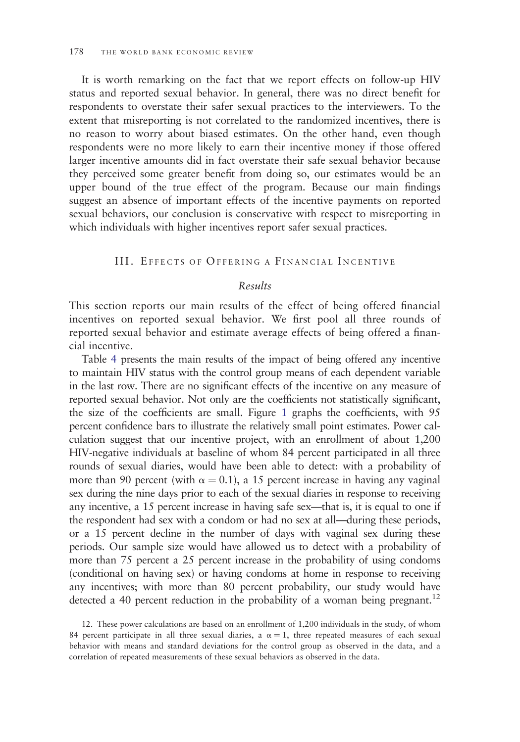It is worth remarking on the fact that we report effects on follow-up HIV status and reported sexual behavior. In general, there was no direct benefit for respondents to overstate their safer sexual practices to the interviewers. To the extent that misreporting is not correlated to the randomized incentives, there is no reason to worry about biased estimates. On the other hand, even though respondents were no more likely to earn their incentive money if those offered larger incentive amounts did in fact overstate their safe sexual behavior because they perceived some greater benefit from doing so, our estimates would be an upper bound of the true effect of the program. Because our main findings suggest an absence of important effects of the incentive payments on reported sexual behaviors, our conclusion is conservative with respect to misreporting in which individuals with higher incentives report safer sexual practices.

## III. Effects of Offering a Financial Incentive

### *Results*

This section reports our main results of the effect of being offered financial incentives on reported sexual behavior. We first pool all three rounds of reported sexual behavior and estimate average effects of being offered a financial incentive.

Table 4 presents the main results of the impact of being offered any incentive to maintain HIV status with the control group means of each dependent variable in the last row. There are no significant effects of the incentive on any measure of reported sexual behavior. Not only are the coefficients not statistically significant, the size of the coefficients are small. Figure 1 graphs the coefficients, with 95 percent confidence bars to illustrate the relatively small point estimates. Power calculation suggest that our incentive project, with an enrollment of about 1,200 HIV-negative individuals at baseline of whom 84 percent participated in all three rounds of sexual diaries, would have been able to detect: with a probability of more than 90 percent (with $\alpha = 0.1$), a 15 percent increase in having any vaginal sex during the nine days prior to each of the sexual diaries in response to receiving any incentive, a 15 percent increase in having safe sex—that is, it is equal to one if the respondent had sex with a condom or had no sex at all—during these periods, or a 15 percent decline in the number of days with vaginal sex during these periods. Our sample size would have allowed us to detect with a probability of more than 75 percent a 25 percent increase in the probability of using condoms (conditional on having sex) or having condoms at home in response to receiving any incentives; with more than 80 percent probability, our study would have detected a 40 percent reduction in the probability of a woman being pregnant.[12]

12. These power calculations are based on an enrollment of 1,200 individuals in the study, of whom 84 percent participate in all three sexual diaries, a $\alpha = 1$, three repeated measures of each sexual behavior with means and standard deviations for the control group as observed in the data, and a correlation of repeated measurements of these sexual behaviors as observed in the data.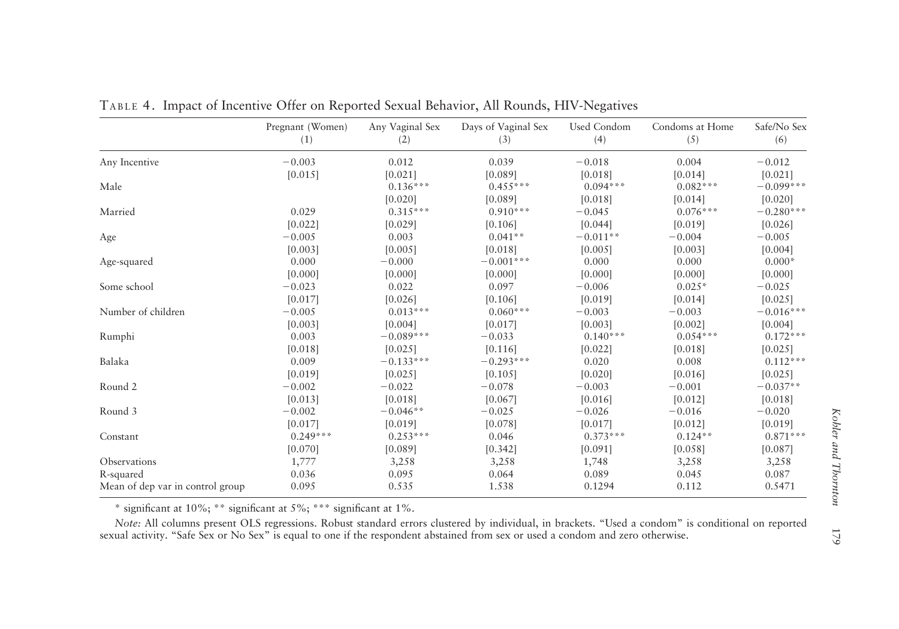TABLE 4. Impact of Incentive Offer on Reported Sexual Behavior, All Rounds, HIV-Negatives

| | Pregnant (Women) (1) | Any Vaginal Sex (2) | Days of Vaginal Sex (3) | Used Condom (4) | Condoms at Home (5) | Safe/No Sex (6) |
|---|---|---|---|---|---|---|
| Any Incentive | −0.003 | 0.012 | 0.039 | −0.018 | 0.004 | −0.012 |
| | [0.015] | [0.021] | [0.089] | [0.018] | [0.014] | [0.021] |
| Male | | 0.136*** | 0.455*** | 0.094*** | 0.082*** | −0.099*** |
| | | [0.020] | [0.089] | [0.018] | [0.014] | [0.020] |
| Married | 0.029 | 0.315*** | 0.910*** | −0.045 | 0.076*** | −0.280*** |
| | [0.022] | [0.029] | [0.106] | [0.044] | [0.019] | [0.026] |
| Age | −0.005 | 0.003 | 0.041** | −0.011** | −0.004 | −0.005 |
| | [0.003] | [0.005] | [0.018] | [0.005] | [0.003] | [0.004] |
| Age-squared | 0.000 | −0.000 | −0.001*** | 0.000 | 0.000 | 0.000* |
| | [0.000] | [0.000] | [0.000] | [0.000] | [0.000] | [0.000] |
| Some school | −0.023 | 0.022 | 0.097 | −0.006 | 0.025* | −0.025 |
| | [0.017] | [0.026] | [0.106] | [0.019] | [0.014] | [0.025] |
| Number of children | −0.005 | 0.013*** | 0.060*** | −0.003 | −0.003 | −0.016*** |
| | [0.003] | [0.004] | [0.017] | [0.003] | [0.002] | [0.004] |
| Rumphi | 0.003 | −0.089*** | −0.033 | 0.140*** | 0.054*** | 0.172*** |
| | [0.018] | [0.025] | [0.116] | [0.022] | [0.018] | [0.025] |
| Balaka | 0.009 | −0.133*** | −0.293*** | 0.020 | 0.008 | 0.112*** |
| | [0.019] | [0.025] | [0.105] | [0.020] | [0.016] | [0.025] |
| Round 2 | −0.002 | −0.022 | −0.078 | −0.003 | −0.001 | −0.037** |
| | [0.013] | [0.018] | [0.067] | [0.016] | [0.012] | [0.018] |
| Round 3 | −0.002 | −0.046** | −0.025 | −0.026 | −0.016 | −0.020 |
| | [0.017] | [0.019] | [0.078] | [0.017] | [0.012] | [0.019] |
| Constant | 0.249*** | 0.253*** | 0.046 | 0.373*** | 0.124** | 0.871*** |
| | [0.070] | [0.089] | [0.342] | [0.091] | [0.058] | [0.087] |
| Observations | 1,777 | 3,258 | 3,258 | 1,748 | 3,258 | 3,258 |
| R-squared | 0.036 | 0.095 | 0.064 | 0.089 | 0.045 | 0.087 |
| Mean of dep var in control group | 0.095 | 0.535 | 1.538 | 0.1294 | 0.112 | 0.5471 |

* significant at 10%; ** significant at 5%; *** significant at 1%.

*Note:* All columns present OLS regressions. Robust standard errors clustered by individual, in brackets. "Used a condom" is conditional on reported sexual activity. "Safe Sex or No Sex" is equal to one if the respondent abstained from sex or used a condom and zero otherwise.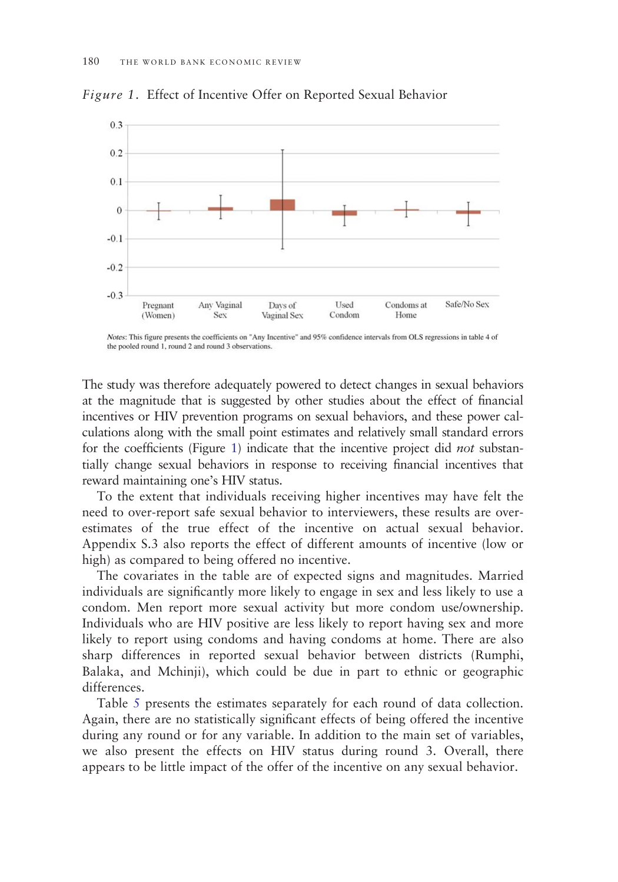*Figure 1*. Effect of Incentive Offer on Reported Sexual Behavior

*Notes*: This figure presents the coefficients on "Any Incentive" and 95% confidence intervals from OLS regressions in table 4 of the pooled round 1, round 2 and round 3 observations.

The study was therefore adequately powered to detect changes in sexual behaviors at the magnitude that is suggested by other studies about the effect of financial incentives or HIV prevention programs on sexual behaviors, and these power calculations along with the small point estimates and relatively small standard errors for the coefficients (Figure 1) indicate that the incentive project did *not* substantially change sexual behaviors in response to receiving financial incentives that reward maintaining one's HIV status.

To the extent that individuals receiving higher incentives may have felt the need to over-report safe sexual behavior to interviewers, these results are overestimates of the true effect of the incentive on actual sexual behavior. Appendix S.3 also reports the effect of different amounts of incentive (low or high) as compared to being offered no incentive.

The covariates in the table are of expected signs and magnitudes. Married individuals are significantly more likely to engage in sex and less likely to use a condom. Men report more sexual activity but more condom use/ownership. Individuals who are HIV positive are less likely to report having sex and more likely to report using condoms and having condoms at home. There are also sharp differences in reported sexual behavior between districts (Rumphi, Balaka, and Mchinji), which could be due in part to ethnic or geographic differences.

Table 5 presents the estimates separately for each round of data collection. Again, there are no statistically significant effects of being offered the incentive during any round or for any variable. In addition to the main set of variables, we also present the effects on HIV status during round 3. Overall, there appears to be little impact of the offer of the incentive on any sexual behavior.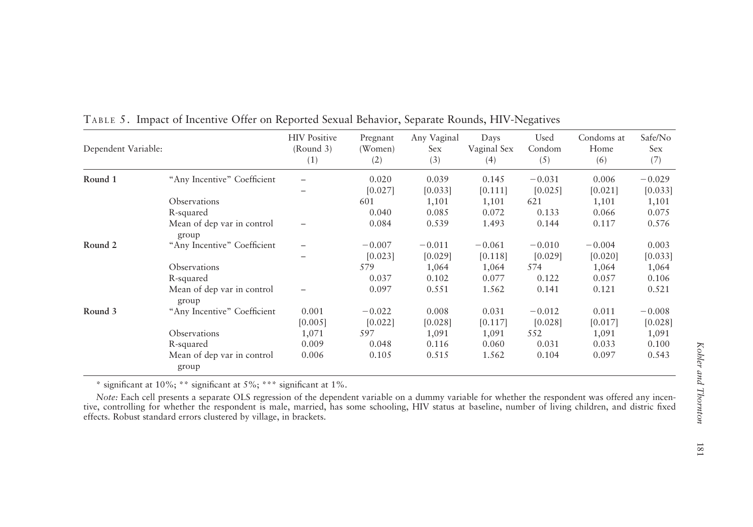TABLE 5. Impact of Incentive Offer on Reported Sexual Behavior, Separate Rounds, HIV-Negatives

| Dependent Variable: | | HIV Positive (Round 3) (1) | Pregnant (Women) (2) | Any Vaginal Sex (3) | Days Vaginal Sex (4) | Used Condom (5) | Condoms at Home (6) | Safe/No Sex (7) |
|---|---|---|---|---|---|---|---|---|
| **Round 1** | "Any Incentive" Coefficient | – | 0.020 | 0.039 | 0.145 | −0.031 | 0.006 | −0.029 |
| | | – | [0.027] | [0.033] | [0.111] | [0.025] | [0.021] | [0.033] |
| | Observations | | 601 | 1,101 | 1,101 | 621 | 1,101 | 1,101 |
| | R-squared | | 0.040 | 0.085 | 0.072 | 0.133 | 0.066 | 0.075 |
| | Mean of dep var in control group | – | 0.084 | 0.539 | 1.493 | 0.144 | 0.117 | 0.576 |
| **Round 2** | "Any Incentive" Coefficient | – | −0.007 | −0.011 | −0.061 | −0.010 | −0.004 | 0.003 |
| | | – | [0.023] | [0.029] | [0.118] | [0.029] | [0.020] | [0.033] |
| | Observations | | 579 | 1,064 | 1,064 | 574 | 1,064 | 1,064 |
| | R-squared | | 0.037 | 0.102 | 0.077 | 0.122 | 0.057 | 0.106 |
| | Mean of dep var in control group | – | 0.097 | 0.551 | 1.562 | 0.141 | 0.121 | 0.521 |
| **Round 3** | "Any Incentive" Coefficient | 0.001 | −0.022 | 0.008 | 0.031 | −0.012 | 0.011 | −0.008 |
| | | [0.005] | [0.022] | [0.028] | [0.117] | [0.028] | [0.017] | [0.028] |
| | Observations | 1,071 | 597 | 1,091 | 1,091 | 552 | 1,091 | 1,091 |
| | R-squared | 0.009 | 0.048 | 0.116 | 0.060 | 0.031 | 0.033 | 0.100 |
| | Mean of dep var in control group | 0.006 | 0.105 | 0.515 | 1.562 | 0.104 | 0.097 | 0.543 |

\* significant at 10%; \*\* significant at 5%; \*\*\* significant at 1%.

*Note:* Each cell presents a separate OLS regression of the dependent variable on a dummy variable for whether the respondent was offered any incentive, controlling for whether the respondent is male, married, has some schooling, HIV status at baseline, number of living children, and distric fixed effects. Robust standard errors clustered by village, in brackets.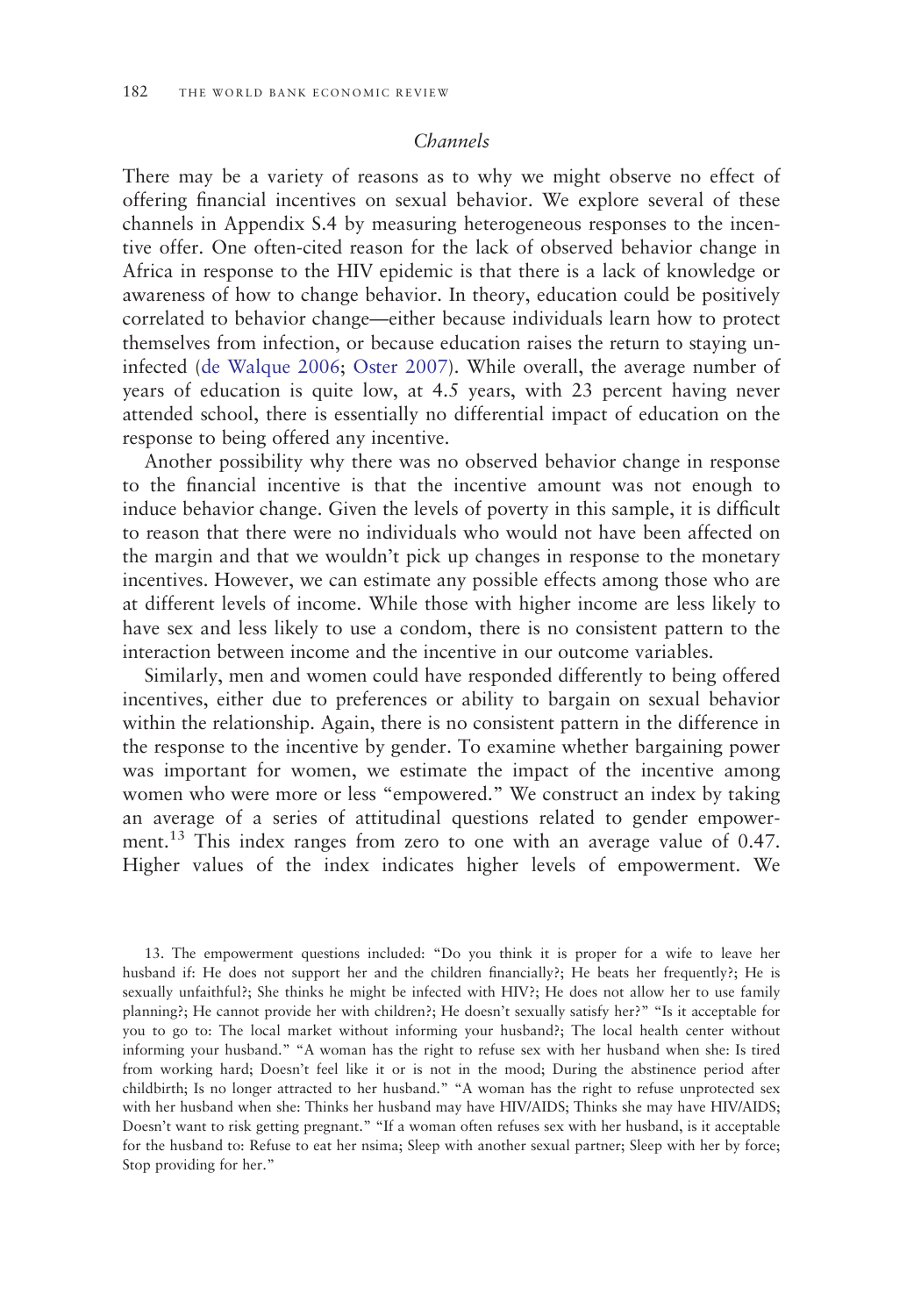### *Channels*

There may be a variety of reasons as to why we might observe no effect of offering financial incentives on sexual behavior. We explore several of these channels in Appendix S.4 by measuring heterogeneous responses to the incentive offer. One often-cited reason for the lack of observed behavior change in Africa in response to the HIV epidemic is that there is a lack of knowledge or awareness of how to change behavior. In theory, education could be positively correlated to behavior change—either because individuals learn how to protect themselves from infection, or because education raises the return to staying uninfected (de Walque 2006; Oster 2007). While overall, the average number of years of education is quite low, at 4.5 years, with 23 percent having never attended school, there is essentially no differential impact of education on the response to being offered any incentive.

Another possibility why there was no observed behavior change in response to the financial incentive is that the incentive amount was not enough to induce behavior change. Given the levels of poverty in this sample, it is difficult to reason that there were no individuals who would not have been affected on the margin and that we wouldn't pick up changes in response to the monetary incentives. However, we can estimate any possible effects among those who are at different levels of income. While those with higher income are less likely to have sex and less likely to use a condom, there is no consistent pattern to the interaction between income and the incentive in our outcome variables.

Similarly, men and women could have responded differently to being offered incentives, either due to preferences or ability to bargain on sexual behavior within the relationship. Again, there is no consistent pattern in the difference in the response to the incentive by gender. To examine whether bargaining power was important for women, we estimate the impact of the incentive among women who were more or less "empowered." We construct an index by taking an average of a series of attitudinal questions related to gender empowerment.[13] This index ranges from zero to one with an average value of 0.47. Higher values of the index indicates higher levels of empowerment. We

13. The empowerment questions included: "Do you think it is proper for a wife to leave her husband if: He does not support her and the children financially?; He beats her frequently?; He is sexually unfaithful?; She thinks he might be infected with HIV?; He does not allow her to use family planning?; He cannot provide her with children?; He doesn't sexually satisfy her?" "Is it acceptable for you to go to: The local market without informing your husband?; The local health center without informing your husband." "A woman has the right to refuse sex with her husband when she: Is tired from working hard; Doesn't feel like it or is not in the mood; During the abstinence period after childbirth; Is no longer attracted to her husband." "A woman has the right to refuse unprotected sex with her husband when she: Thinks her husband may have HIV/AIDS; Thinks she may have HIV/AIDS; Doesn't want to risk getting pregnant." "If a woman often refuses sex with her husband, is it acceptable for the husband to: Refuse to eat her nsima; Sleep with another sexual partner; Sleep with her by force; Stop providing for her."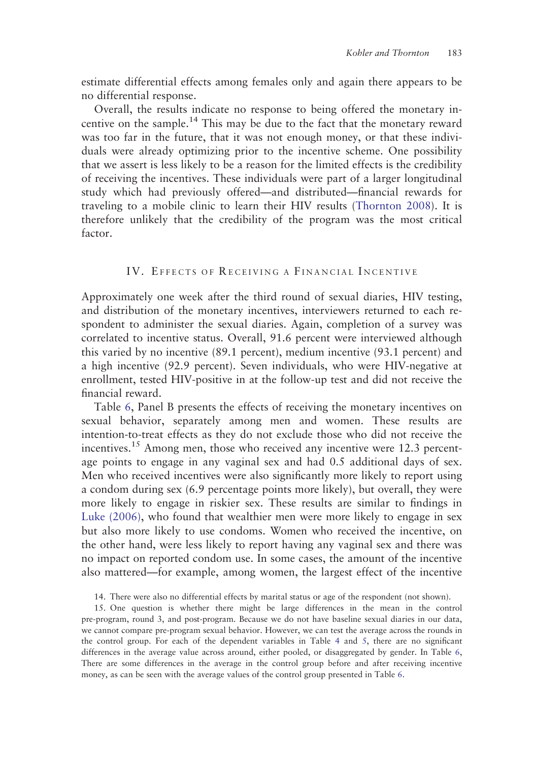estimate differential effects among females only and again there appears to be no differential response.

Overall, the results indicate no response to being offered the monetary incentive on the sample.[14] This may be due to the fact that the monetary reward was too far in the future, that it was not enough money, or that these individuals were already optimizing prior to the incentive scheme. One possibility that we assert is less likely to be a reason for the limited effects is the credibility of receiving the incentives. These individuals were part of a larger longitudinal study which had previously offered—and distributed—financial rewards for traveling to a mobile clinic to learn their HIV results (Thornton 2008). It is therefore unlikely that the credibility of the program was the most critical factor.

## IV. Effects of Receiving a Financial Incentive

Approximately one week after the third round of sexual diaries, HIV testing, and distribution of the monetary incentives, interviewers returned to each respondent to administer the sexual diaries. Again, completion of a survey was correlated to incentive status. Overall, 91.6 percent were interviewed although this varied by no incentive (89.1 percent), medium incentive (93.1 percent) and a high incentive (92.9 percent). Seven individuals, who were HIV-negative at enrollment, tested HIV-positive in at the follow-up test and did not receive the financial reward.

Table 6, Panel B presents the effects of receiving the monetary incentives on sexual behavior, separately among men and women. These results are intention-to-treat effects as they do not exclude those who did not receive the incentives.[15] Among men, those who received any incentive were 12.3 percentage points to engage in any vaginal sex and had 0.5 additional days of sex. Men who received incentives were also significantly more likely to report using a condom during sex (6.9 percentage points more likely), but overall, they were more likely to engage in riskier sex. These results are similar to findings in Luke (2006), who found that wealthier men were more likely to engage in sex but also more likely to use condoms. Women who received the incentive, on the other hand, were less likely to report having any vaginal sex and there was no impact on reported condom use. In some cases, the amount of the incentive also mattered—for example, among women, the largest effect of the incentive

14. There were also no differential effects by marital status or age of the respondent (not shown).

15. One question is whether there might be large differences in the mean in the control pre-program, round 3, and post-program. Because we do not have baseline sexual diaries in our data, we cannot compare pre-program sexual behavior. However, we can test the average across the rounds in the control group. For each of the dependent variables in Table 4 and 5, there are no significant differences in the average value across around, either pooled, or disaggregated by gender. In Table 6, There are some differences in the average in the control group before and after receiving incentive money, as can be seen with the average values of the control group presented in Table 6.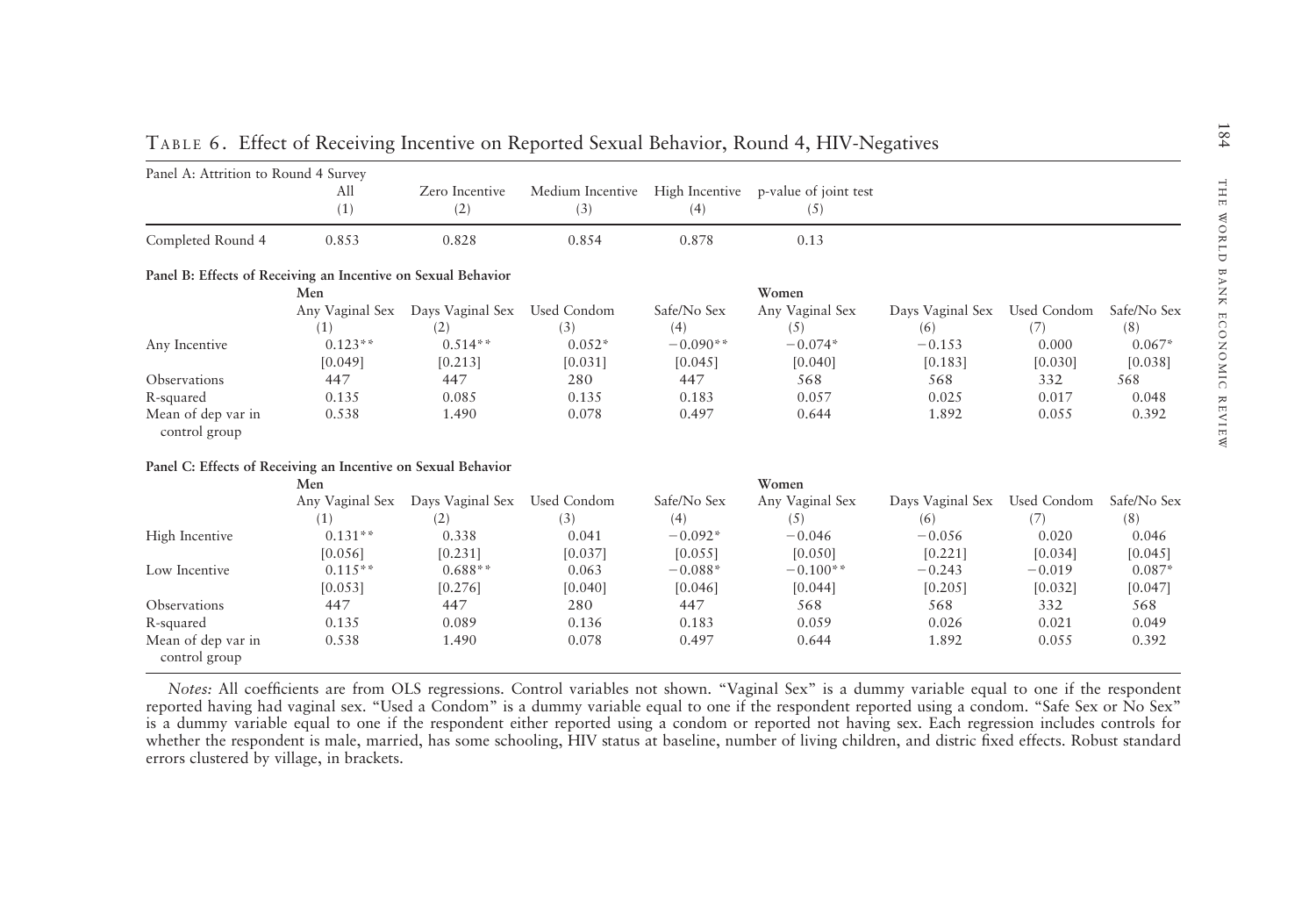Table 6. Effect of Receiving Incentive on Reported Sexual Behavior, Round 4, HIV-Negatives

**Panel A: Attrition to Round 4 Survey**

| | All | Zero Incentive | Medium Incentive | High Incentive | p-value of joint test |
|---|---|---|---|---|---|
| | (1) | (2) | (3) | (4) | (5) |
| Completed Round 4 | 0.853 | 0.828 | 0.854 | 0.878 | 0.13 |

**Panel B: Effects of Receiving an Incentive on Sexual Behavior**

| | Men | | | | Women | | | |
|---|---|---|---|---|---|---|---|---|
| | Any Vaginal Sex | Days Vaginal Sex | Used Condom | Safe/No Sex | Any Vaginal Sex | Days Vaginal Sex | Used Condom | Safe/No Sex |
| | (1) | (2) | (3) | (4) | (5) | (6) | (7) | (8) |
| Any Incentive | 0.123** | 0.514** | 0.052* | −0.090** | −0.074* | −0.153 | 0.000 | 0.067* |
| | [0.049] | [0.213] | [0.031] | [0.045] | [0.040] | [0.183] | [0.030] | [0.038] |
| Observations | 447 | 447 | 280 | 447 | 568 | 568 | 332 | 568 |
| R-squared | 0.135 | 0.085 | 0.135 | 0.183 | 0.057 | 0.025 | 0.017 | 0.048 |
| Mean of dep var in control group | 0.538 | 1.490 | 0.078 | 0.497 | 0.644 | 1.892 | 0.055 | 0.392 |

**Panel C: Effects of Receiving an Incentive on Sexual Behavior**

| | Men | | | | Women | | | |
|---|---|---|---|---|---|---|---|---|
| | Any Vaginal Sex | Days Vaginal Sex | Used Condom | Safe/No Sex | Any Vaginal Sex | Days Vaginal Sex | Used Condom | Safe/No Sex |
| | (1) | (2) | (3) | (4) | (5) | (6) | (7) | (8) |
| High Incentive | 0.131** | 0.338 | 0.041 | −0.092* | −0.046 | −0.056 | 0.020 | 0.046 |
| | [0.056] | [0.231] | [0.037] | [0.055] | [0.050] | [0.221] | [0.034] | [0.045] |
| Low Incentive | 0.115** | 0.688** | 0.063 | −0.088* | −0.100** | −0.243 | −0.019 | 0.087* |
| | [0.053] | [0.276] | [0.040] | [0.046] | [0.044] | [0.205] | [0.032] | [0.047] |
| Observations | 447 | 447 | 280 | 447 | 568 | 568 | 332 | 568 |
| R-squared | 0.135 | 0.089 | 0.136 | 0.183 | 0.059 | 0.026 | 0.021 | 0.049 |
| Mean of dep var in control group | 0.538 | 1.490 | 0.078 | 0.497 | 0.644 | 1.892 | 0.055 | 0.392 |

*Notes:* All coefficients are from OLS regressions. Control variables not shown. "Vaginal Sex" is a dummy variable equal to one if the respondent reported having had vaginal sex. "Used a Condom" is a dummy variable equal to one if the respondent reported using a condom. "Safe Sex or No Sex" is a dummy variable equal to one if the respondent either reported using a condom or reported not having sex. Each regression includes controls for whether the respondent is male, married, has some schooling, HIV status at baseline, number of living children, and distric fixed effects. Robust standard errors clustered by village, in brackets.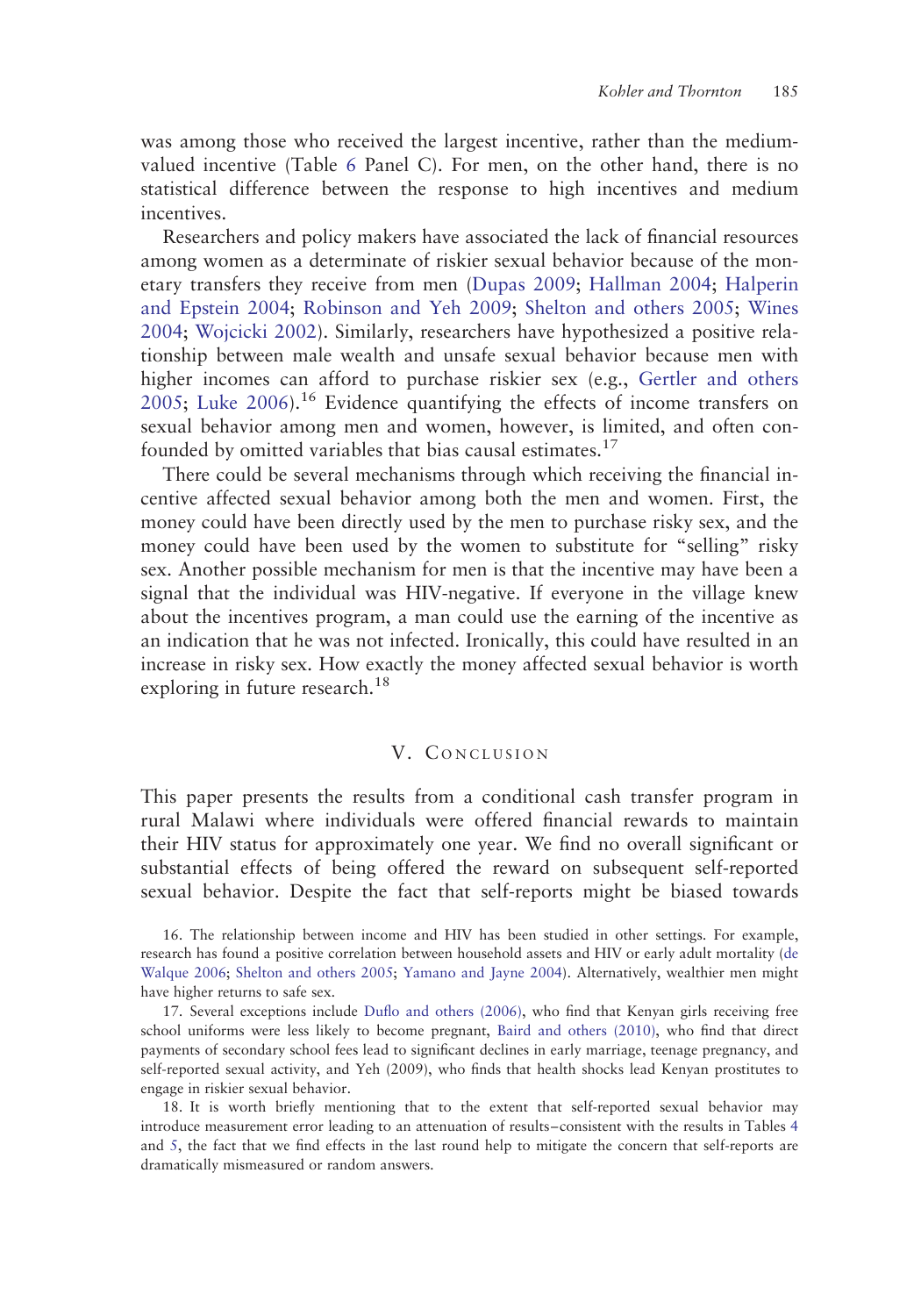was among those who received the largest incentive, rather than the medium-valued incentive (Table 6 Panel C). For men, on the other hand, there is no statistical difference between the response to high incentives and medium incentives.

Researchers and policy makers have associated the lack of financial resources among women as a determinate of riskier sexual behavior because of the monetary transfers they receive from men (Dupas 2009; Hallman 2004; Halperin and Epstein 2004; Robinson and Yeh 2009; Shelton and others 2005; Wines 2004; Wojcicki 2002). Similarly, researchers have hypothesized a positive relationship between male wealth and unsafe sexual behavior because men with higher incomes can afford to purchase riskier sex (e.g., Gertler and others 2005; Luke 2006).[16] Evidence quantifying the effects of income transfers on sexual behavior among men and women, however, is limited, and often confounded by omitted variables that bias causal estimates.[17]

There could be several mechanisms through which receiving the financial incentive affected sexual behavior among both the men and women. First, the money could have been directly used by the men to purchase risky sex, and the money could have been used by the women to substitute for "selling" risky sex. Another possible mechanism for men is that the incentive may have been a signal that the individual was HIV-negative. If everyone in the village knew about the incentives program, a man could use the earning of the incentive as an indication that he was not infected. Ironically, this could have resulted in an increase in risky sex. How exactly the money affected sexual behavior is worth exploring in future research.[18]

## V. Conclusion

This paper presents the results from a conditional cash transfer program in rural Malawi where individuals were offered financial rewards to maintain their HIV status for approximately one year. We find no overall significant or substantial effects of being offered the reward on subsequent self-reported sexual behavior. Despite the fact that self-reports might be biased towards

16. The relationship between income and HIV has been studied in other settings. For example, research has found a positive correlation between household assets and HIV or early adult mortality (de Walque 2006; Shelton and others 2005; Yamano and Jayne 2004). Alternatively, wealthier men might have higher returns to safe sex.

17. Several exceptions include Duflo and others (2006), who find that Kenyan girls receiving free school uniforms were less likely to become pregnant, Baird and others (2010), who find that direct payments of secondary school fees lead to significant declines in early marriage, teenage pregnancy, and self-reported sexual activity, and Yeh (2009), who finds that health shocks lead Kenyan prostitutes to engage in riskier sexual behavior.

18. It is worth briefly mentioning that to the extent that self-reported sexual behavior may introduce measurement error leading to an attenuation of results–consistent with the results in Tables 4 and 5, the fact that we find effects in the last round help to mitigate the concern that self-reports are dramatically mismeasured or random answers.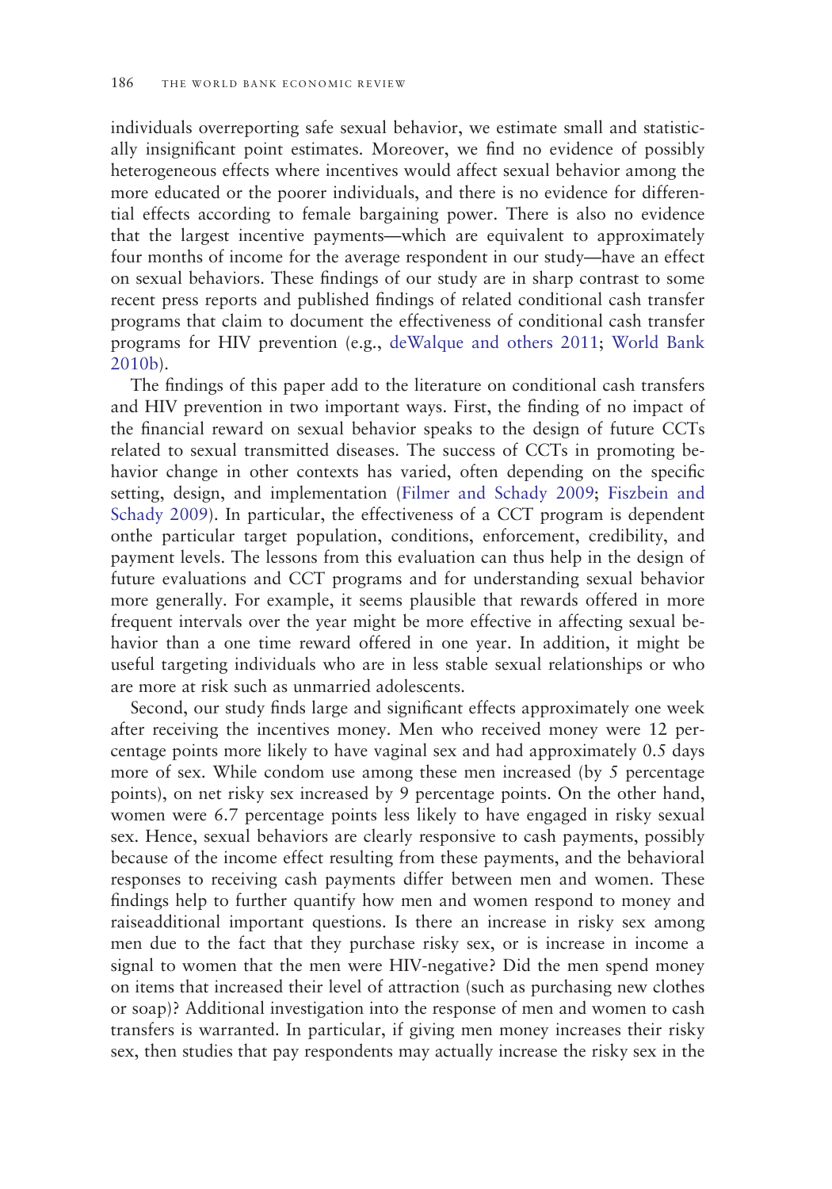individuals overreporting safe sexual behavior, we estimate small and statistically insignificant point estimates. Moreover, we find no evidence of possibly heterogeneous effects where incentives would affect sexual behavior among the more educated or the poorer individuals, and there is no evidence for differential effects according to female bargaining power. There is also no evidence that the largest incentive payments—which are equivalent to approximately four months of income for the average respondent in our study—have an effect on sexual behaviors. These findings of our study are in sharp contrast to some recent press reports and published findings of related conditional cash transfer programs that claim to document the effectiveness of conditional cash transfer programs for HIV prevention (e.g., deWalque and others 2011; World Bank 2010b).

The findings of this paper add to the literature on conditional cash transfers and HIV prevention in two important ways. First, the finding of no impact of the financial reward on sexual behavior speaks to the design of future CCTs related to sexual transmitted diseases. The success of CCTs in promoting behavior change in other contexts has varied, often depending on the specific setting, design, and implementation (Filmer and Schady 2009; Fiszbein and Schady 2009). In particular, the effectiveness of a CCT program is dependent onthe particular target population, conditions, enforcement, credibility, and payment levels. The lessons from this evaluation can thus help in the design of future evaluations and CCT programs and for understanding sexual behavior more generally. For example, it seems plausible that rewards offered in more frequent intervals over the year might be more effective in affecting sexual behavior than a one time reward offered in one year. In addition, it might be useful targeting individuals who are in less stable sexual relationships or who are more at risk such as unmarried adolescents.

Second, our study finds large and significant effects approximately one week after receiving the incentives money. Men who received money were 12 percentage points more likely to have vaginal sex and had approximately 0.5 days more of sex. While condom use among these men increased (by 5 percentage points), on net risky sex increased by 9 percentage points. On the other hand, women were 6.7 percentage points less likely to have engaged in risky sexual sex. Hence, sexual behaviors are clearly responsive to cash payments, possibly because of the income effect resulting from these payments, and the behavioral responses to receiving cash payments differ between men and women. These findings help to further quantify how men and women respond to money and raiseadditional important questions. Is there an increase in risky sex among men due to the fact that they purchase risky sex, or is increase in income a signal to women that the men were HIV-negative? Did the men spend money on items that increased their level of attraction (such as purchasing new clothes or soap)? Additional investigation into the response of men and women to cash transfers is warranted. In particular, if giving men money increases their risky sex, then studies that pay respondents may actually increase the risky sex in the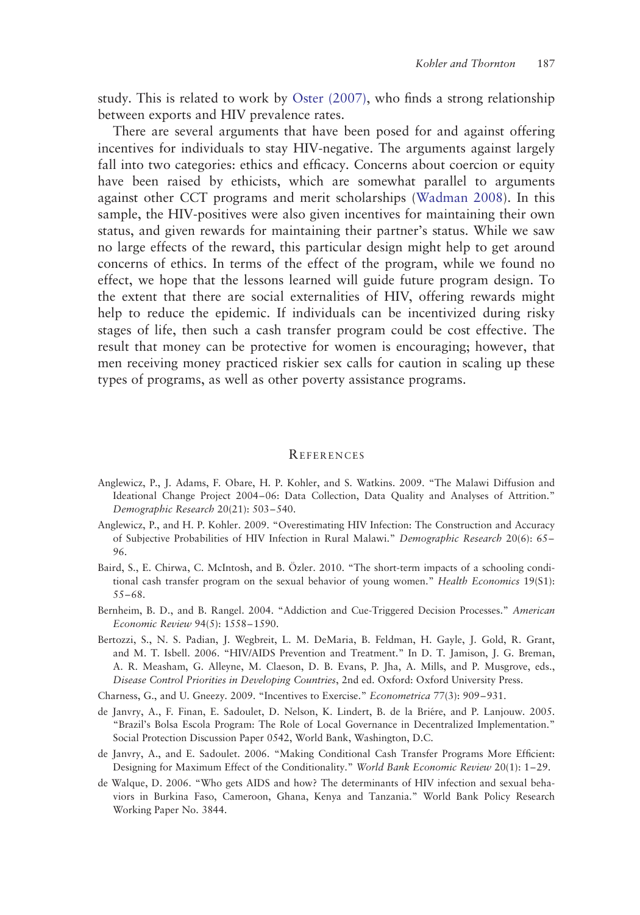study. This is related to work by Oster (2007), who finds a strong relationship between exports and HIV prevalence rates.

There are several arguments that have been posed for and against offering incentives for individuals to stay HIV-negative. The arguments against largely fall into two categories: ethics and efficacy. Concerns about coercion or equity have been raised by ethicists, which are somewhat parallel to arguments against other CCT programs and merit scholarships (Wadman 2008). In this sample, the HIV-positives were also given incentives for maintaining their own status, and given rewards for maintaining their partner's status. While we saw no large effects of the reward, this particular design might help to get around concerns of ethics. In terms of the effect of the program, while we found no effect, we hope that the lessons learned will guide future program design. To the extent that there are social externalities of HIV, offering rewards might help to reduce the epidemic. If individuals can be incentivized during risky stages of life, then such a cash transfer program could be cost effective. The result that money can be protective for women is encouraging; however, that men receiving money practiced riskier sex calls for caution in scaling up these types of programs, as well as other poverty assistance programs.

## References

Anglewicz, P., J. Adams, F. Obare, H. P. Kohler, and S. Watkins. 2009. "The Malawi Diffusion and Ideational Change Project 2004–06: Data Collection, Data Quality and Analyses of Attrition." *Demographic Research* 20(21): 503–540.

Anglewicz, P., and H. P. Kohler. 2009. "Overestimating HIV Infection: The Construction and Accuracy of Subjective Probabilities of HIV Infection in Rural Malawi." *Demographic Research* 20(6): 65–96.

Baird, S., E. Chirwa, C. McIntosh, and B. Özler. 2010. "The short-term impacts of a schooling conditional cash transfer program on the sexual behavior of young women." *Health Economics* 19(S1): 55–68.

Bernheim, B. D., and B. Rangel. 2004. "Addiction and Cue-Triggered Decision Processes." *American Economic Review* 94(5): 1558–1590.

Bertozzi, S., N. S. Padian, J. Wegbreit, L. M. DeMaria, B. Feldman, H. Gayle, J. Gold, R. Grant, and M. T. Isbell. 2006. "HIV/AIDS Prevention and Treatment." In D. T. Jamison, J. G. Breman, A. R. Measham, G. Alleyne, M. Claeson, D. B. Evans, P. Jha, A. Mills, and P. Musgrove, eds., *Disease Control Priorities in Developing Countries*, 2nd ed. Oxford: Oxford University Press.

Charness, G., and U. Gneezy. 2009. "Incentives to Exercise." *Econometrica* 77(3): 909–931.

de Janvry, A., F. Finan, E. Sadoulet, D. Nelson, K. Lindert, B. de la Briére, and P. Lanjouw. 2005. "Brazil's Bolsa Escola Program: The Role of Local Governance in Decentralized Implementation." Social Protection Discussion Paper 0542, World Bank, Washington, D.C.

de Janvry, A., and E. Sadoulet. 2006. "Making Conditional Cash Transfer Programs More Efficient: Designing for Maximum Effect of the Conditionality." *World Bank Economic Review* 20(1): 1–29.

de Walque, D. 2006. "Who gets AIDS and how? The determinants of HIV infection and sexual behaviors in Burkina Faso, Cameroon, Ghana, Kenya and Tanzania." World Bank Policy Research Working Paper No. 3844.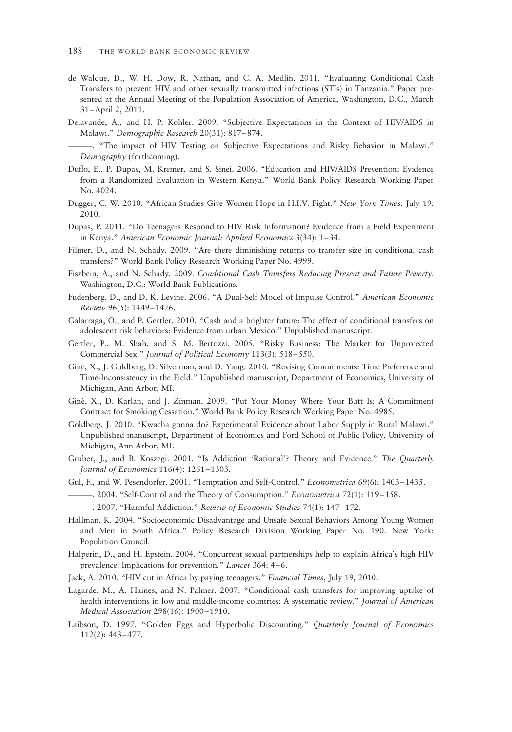de Walque, D., W. H. Dow, R. Nathan, and C. A. Medlin. 2011. "Evaluating Conditional Cash Transfers to prevent HIV and other sexually transmitted infections (STIs) in Tanzania." Paper presented at the Annual Meeting of the Population Association of America, Washington, D.C., March 31–April 2, 2011.

Delavande, A., and H. P. Kohler. 2009. "Subjective Expectations in the Context of HIV/AIDS in Malawi." *Demographic Research* 20(31): 817–874.

———. "The impact of HIV Testing on Subjective Expectations and Risky Behavior in Malawi." *Demography* (forthcoming).

Duflo, E., P. Dupas, M. Kremer, and S. Sinei. 2006. "Education and HIV/AIDS Prevention: Evidence from a Randomized Evaluation in Western Kenya." World Bank Policy Research Working Paper No. 4024.

Dugger, C. W. 2010. "African Studies Give Women Hope in H.I.V. Fight." *New York Times*, July 19, 2010.

Dupas, P. 2011. "Do Teenagers Respond to HIV Risk Information? Evidence from a Field Experiment in Kenya." *American Economic Journal: Applied Economics* 3(34): 1–34.

Filmer, D., and N. Schady. 2009. "Are there diminishing returns to transfer size in conditional cash transfers?" World Bank Policy Research Working Paper No. 4999.

Fiszbein, A., and N. Schady. 2009. *Conditional Cash Transfers Reducing Present and Future Poverty*. Washington, D.C.: World Bank Publications.

Fudenberg, D., and D. K. Levine. 2006. "A Dual-Self Model of Impulse Control." *American Economic Review* 96(5): 1449–1476.

Galarraga, O., and P. Gertler. 2010. "Cash and a brighter future: The effect of conditional transfers on adolescent risk behaviors: Evidence from urban Mexico." Unpublished manuscript.

Gertler, P., M. Shah, and S. M. Bertozzi. 2005. "Risky Business: The Market for Unprotected Commercial Sex." *Journal of Political Economy* 113(3): 518–550.

Giné, X., J. Goldberg, D. Silverman, and D. Yang. 2010. "Revising Commitments: Time Preference and Time-Inconsistency in the Field." Unpublished manuscript, Department of Economics, University of Michigan, Ann Arbor, MI.

Giné, X., D. Karlan, and J. Zinman. 2009. "Put Your Money Where Your Butt Is: A Commitment Contract for Smoking Cessation." World Bank Policy Research Working Paper No. 4985.

Goldberg, J. 2010. "Kwacha gonna do? Experimental Evidence about Labor Supply in Rural Malawi." Unpublished manuscript, Department of Economics and Ford School of Public Policy, University of Michigan, Ann Arbor, MI.

Gruber, J., and B. Koszegi. 2001. "Is Addiction 'Rational'? Theory and Evidence." *The Quarterly Journal of Economics* 116(4): 1261–1303.

Gul, F., and W. Pesendorfer. 2001. "Temptation and Self-Control." *Econometrica* 69(6): 1403–1435.

———. 2004. "Self-Control and the Theory of Consumption." *Econometrica* 72(1): 119–158.

———. 2007. "Harmful Addiction." *Review of Economic Studies* 74(1): 147–172.

Hallman, K. 2004. "Socioeconomic Disadvantage and Unsafe Sexual Behaviors Among Young Women and Men in South Africa." Policy Research Division Working Paper No. 190. New York: Population Council.

Halperin, D., and H. Epstein. 2004. "Concurrent sexual partnerships help to explain Africa's high HIV prevalence: Implications for prevention." *Lancet* 364: 4–6.

Jack, A. 2010. "HIV cut in Africa by paying teenagers." *Financial Times*, July 19, 2010.

Lagarde, M., A. Haines, and N. Palmer. 2007. "Conditional cash transfers for improving uptake of health interventions in low and middle-income countries: A systematic review." *Journal of American Medical Association* 298(16): 1900–1910.

Laibson, D. 1997. "Golden Eggs and Hyperbolic Discounting." *Quarterly Journal of Economics* 112(2): 443–477.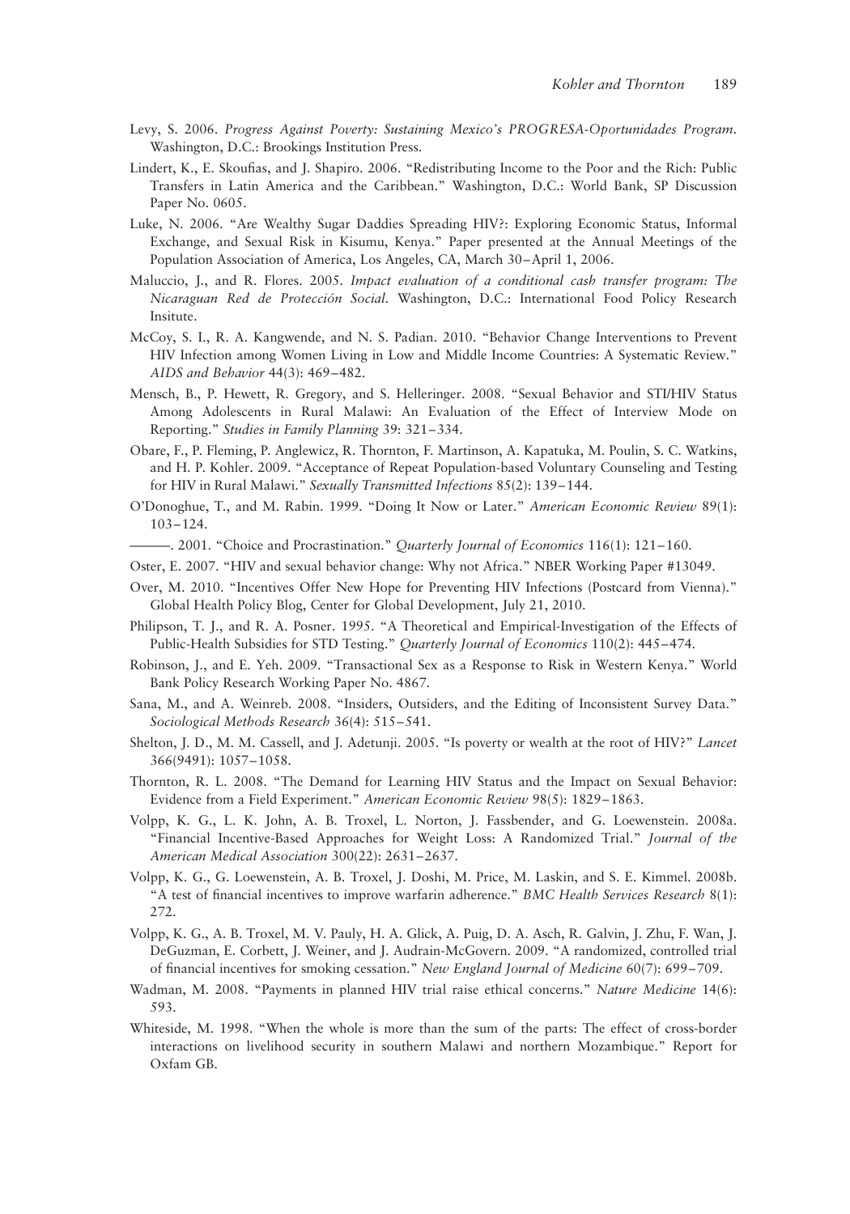Levy, S. 2006. *Progress Against Poverty: Sustaining Mexico's PROGRESA-Oportunidades Program*. Washington, D.C.: Brookings Institution Press.

Lindert, K., E. Skoufias, and J. Shapiro. 2006. "Redistributing Income to the Poor and the Rich: Public Transfers in Latin America and the Caribbean." Washington, D.C.: World Bank, SP Discussion Paper No. 0605.

Luke, N. 2006. "Are Wealthy Sugar Daddies Spreading HIV?: Exploring Economic Status, Informal Exchange, and Sexual Risk in Kisumu, Kenya." Paper presented at the Annual Meetings of the Population Association of America, Los Angeles, CA, March 30–April 1, 2006.

Maluccio, J., and R. Flores. 2005. *Impact evaluation of a conditional cash transfer program: The Nicaraguan Red de Protección Social*. Washington, D.C.: International Food Policy Research Insitute.

McCoy, S. I., R. A. Kangwende, and N. S. Padian. 2010. "Behavior Change Interventions to Prevent HIV Infection among Women Living in Low and Middle Income Countries: A Systematic Review." *AIDS and Behavior* 44(3): 469–482.

Mensch, B., P. Hewett, R. Gregory, and S. Helleringer. 2008. "Sexual Behavior and STI/HIV Status Among Adolescents in Rural Malawi: An Evaluation of the Effect of Interview Mode on Reporting." *Studies in Family Planning* 39: 321–334.

Obare, F., P. Fleming, P. Anglewicz, R. Thornton, F. Martinson, A. Kapatuka, M. Poulin, S. C. Watkins, and H. P. Kohler. 2009. "Acceptance of Repeat Population-based Voluntary Counseling and Testing for HIV in Rural Malawi." *Sexually Transmitted Infections* 85(2): 139–144.

O'Donoghue, T., and M. Rabin. 1999. "Doing It Now or Later." *American Economic Review* 89(1): 103–124.

———. 2001. "Choice and Procrastination." *Quarterly Journal of Economics* 116(1): 121–160.

Oster, E. 2007. "HIV and sexual behavior change: Why not Africa." NBER Working Paper #13049.

Over, M. 2010. "Incentives Offer New Hope for Preventing HIV Infections (Postcard from Vienna)." Global Health Policy Blog, Center for Global Development, July 21, 2010.

Philipson, T. J., and R. A. Posner. 1995. "A Theoretical and Empirical-Investigation of the Effects of Public-Health Subsidies for STD Testing." *Quarterly Journal of Economics* 110(2): 445–474.

Robinson, J., and E. Yeh. 2009. "Transactional Sex as a Response to Risk in Western Kenya." World Bank Policy Research Working Paper No. 4867.

Sana, M., and A. Weinreb. 2008. "Insiders, Outsiders, and the Editing of Inconsistent Survey Data." *Sociological Methods Research* 36(4): 515–541.

Shelton, J. D., M. M. Cassell, and J. Adetunji. 2005. "Is poverty or wealth at the root of HIV?" *Lancet* 366(9491): 1057–1058.

Thornton, R. L. 2008. "The Demand for Learning HIV Status and the Impact on Sexual Behavior: Evidence from a Field Experiment." *American Economic Review* 98(5): 1829–1863.

Volpp, K. G., L. K. John, A. B. Troxel, L. Norton, J. Fassbender, and G. Loewenstein. 2008a. "Financial Incentive-Based Approaches for Weight Loss: A Randomized Trial." *Journal of the American Medical Association* 300(22): 2631–2637.

Volpp, K. G., G. Loewenstein, A. B. Troxel, J. Doshi, M. Price, M. Laskin, and S. E. Kimmel. 2008b. "A test of financial incentives to improve warfarin adherence." *BMC Health Services Research* 8(1): 272.

Volpp, K. G., A. B. Troxel, M. V. Pauly, H. A. Glick, A. Puig, D. A. Asch, R. Galvin, J. Zhu, F. Wan, J. DeGuzman, E. Corbett, J. Weiner, and J. Audrain-McGovern. 2009. "A randomized, controlled trial of financial incentives for smoking cessation." *New England Journal of Medicine* 60(7): 699–709.

Wadman, M. 2008. "Payments in planned HIV trial raise ethical concerns." *Nature Medicine* 14(6): 593.

Whiteside, M. 1998. "When the whole is more than the sum of the parts: The effect of cross-border interactions on livelihood security in southern Malawi and northern Mozambique." Report for Oxfam GB.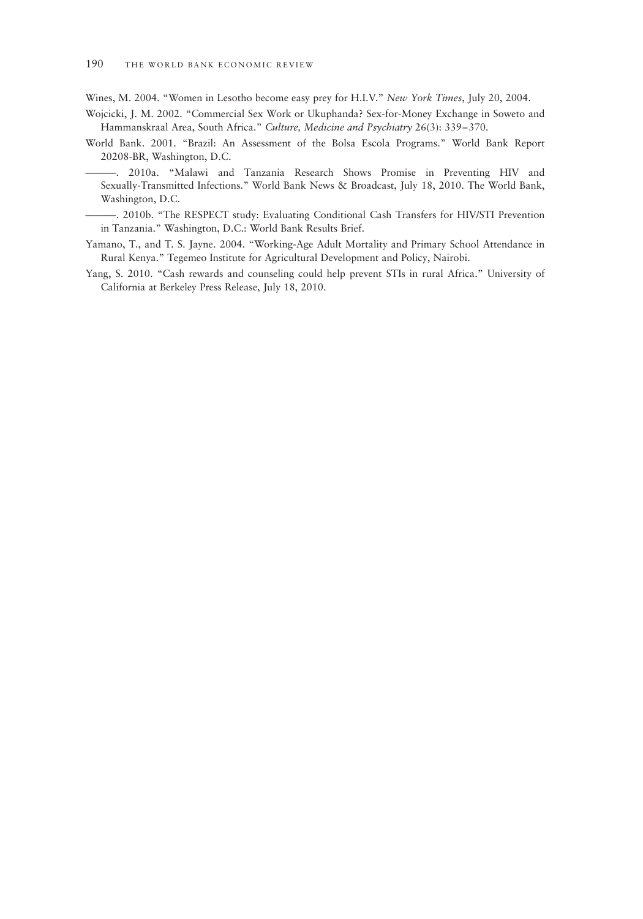Wines, M. 2004. "Women in Lesotho become easy prey for H.I.V." *New York Times*, July 20, 2004.

Wojcicki, J. M. 2002. "Commercial Sex Work or Ukuphanda? Sex-for-Money Exchange in Soweto and Hammanskraal Area, South Africa." *Culture, Medicine and Psychiatry* 26(3): 339–370.

World Bank. 2001. "Brazil: An Assessment of the Bolsa Escola Programs." World Bank Report 20208-BR, Washington, D.C.

———. 2010a. "Malawi and Tanzania Research Shows Promise in Preventing HIV and Sexually-Transmitted Infections." World Bank News & Broadcast, July 18, 2010. The World Bank, Washington, D.C.

———. 2010b. "The RESPECT study: Evaluating Conditional Cash Transfers for HIV/STI Prevention in Tanzania." Washington, D.C.: World Bank Results Brief.

Yamano, T., and T. S. Jayne. 2004. "Working-Age Adult Mortality and Primary School Attendance in Rural Kenya." Tegemeo Institute for Agricultural Development and Policy, Nairobi.

Yang, S. 2010. "Cash rewards and counseling could help prevent STIs in rural Africa." University of California at Berkeley Press Release, July 18, 2010.